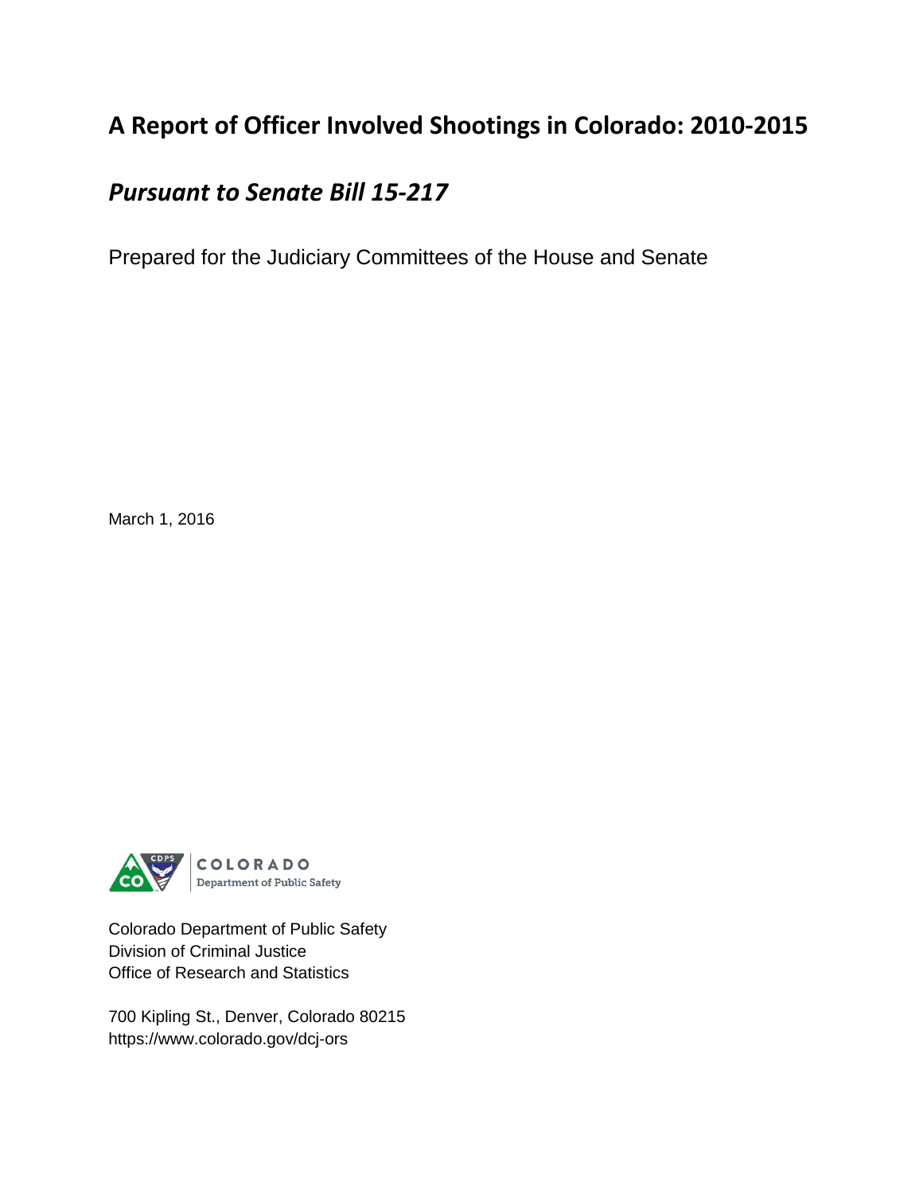# A Report of Officer Involved Shootings in Colorado: 2010-2015

## *Pursuant to Senate Bill 15-217*

Prepared for the Judiciary Committees of the House and Senate

March 1, 2016

COLORADO
Department of Public Safety

Colorado Department of Public Safety
Division of Criminal Justice
Office of Research and Statistics

700 Kipling St., Denver, Colorado 80215
https://www.colorado.gov/dcj-ors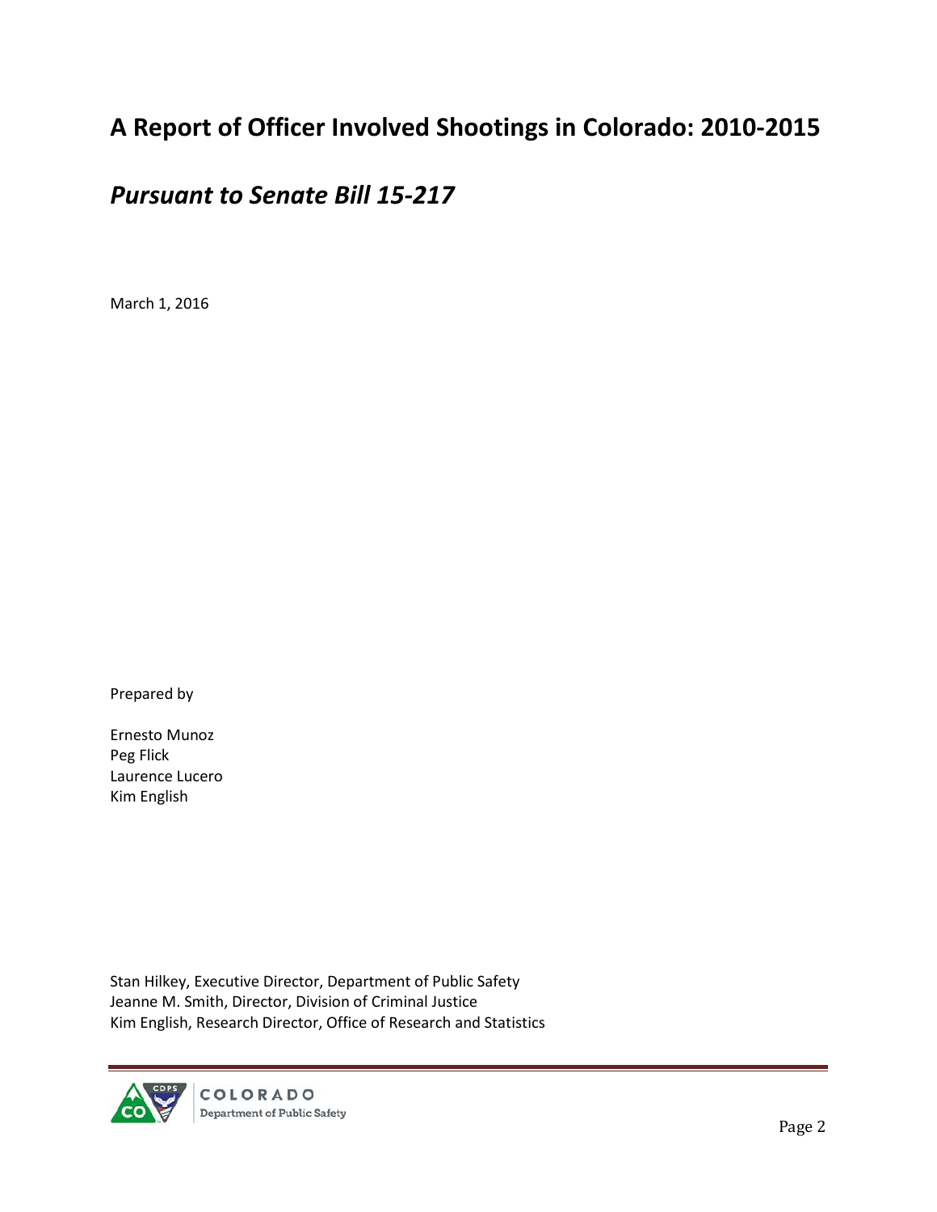# A Report of Officer Involved Shootings in Colorado: 2010-2015

## *Pursuant to Senate Bill 15-217*

March 1, 2016

Prepared by

Ernesto Munoz
Peg Flick
Laurence Lucero
Kim English

Stan Hilkey, Executive Director, Department of Public Safety
Jeanne M. Smith, Director, Division of Criminal Justice
Kim English, Research Director, Office of Research and Statistics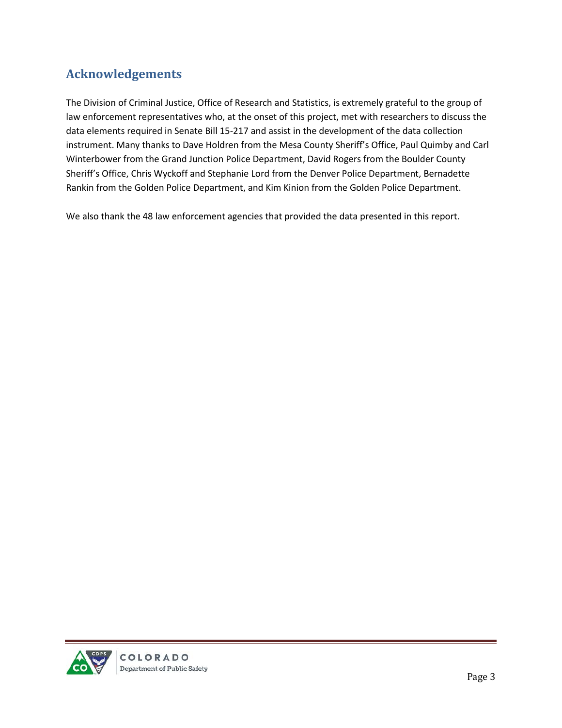## Acknowledgements

The Division of Criminal Justice, Office of Research and Statistics, is extremely grateful to the group of law enforcement representatives who, at the onset of this project, met with researchers to discuss the data elements required in Senate Bill 15-217 and assist in the development of the data collection instrument. Many thanks to Dave Holdren from the Mesa County Sheriff's Office, Paul Quimby and Carl Winterbower from the Grand Junction Police Department, David Rogers from the Boulder County Sheriff's Office, Chris Wyckoff and Stephanie Lord from the Denver Police Department, Bernadette Rankin from the Golden Police Department, and Kim Kinion from the Golden Police Department.

We also thank the 48 law enforcement agencies that provided the data presented in this report.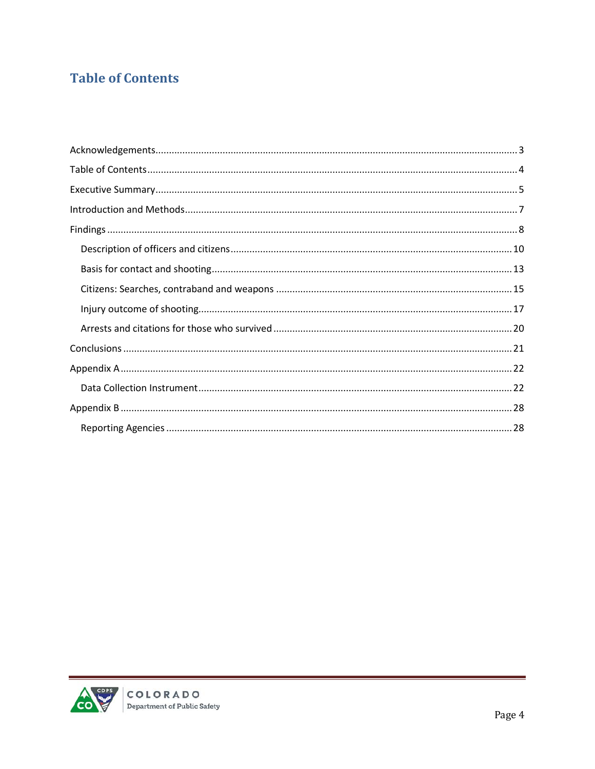# Table of Contents

Acknowledgements........................................................................................................................3

Table of Contents.........................................................................................................................4

Executive Summary......................................................................................................................5

Introduction and Methods............................................................................................................7

Findings........................................................................................................................................8

- Description of officers and citizens.......................................................................................10
- Basis for contact and shooting...............................................................................................13
- Citizens: Searches, contraband and weapons .......................................................................15
- Injury outcome of shooting....................................................................................................17
- Arrests and citations for those who survived ........................................................................20

Conclusions ...............................................................................................................................21

Appendix A.................................................................................................................................22

- Data Collection Instrument....................................................................................................22

Appendix B .................................................................................................................................28

- Reporting Agencies ...............................................................................................................28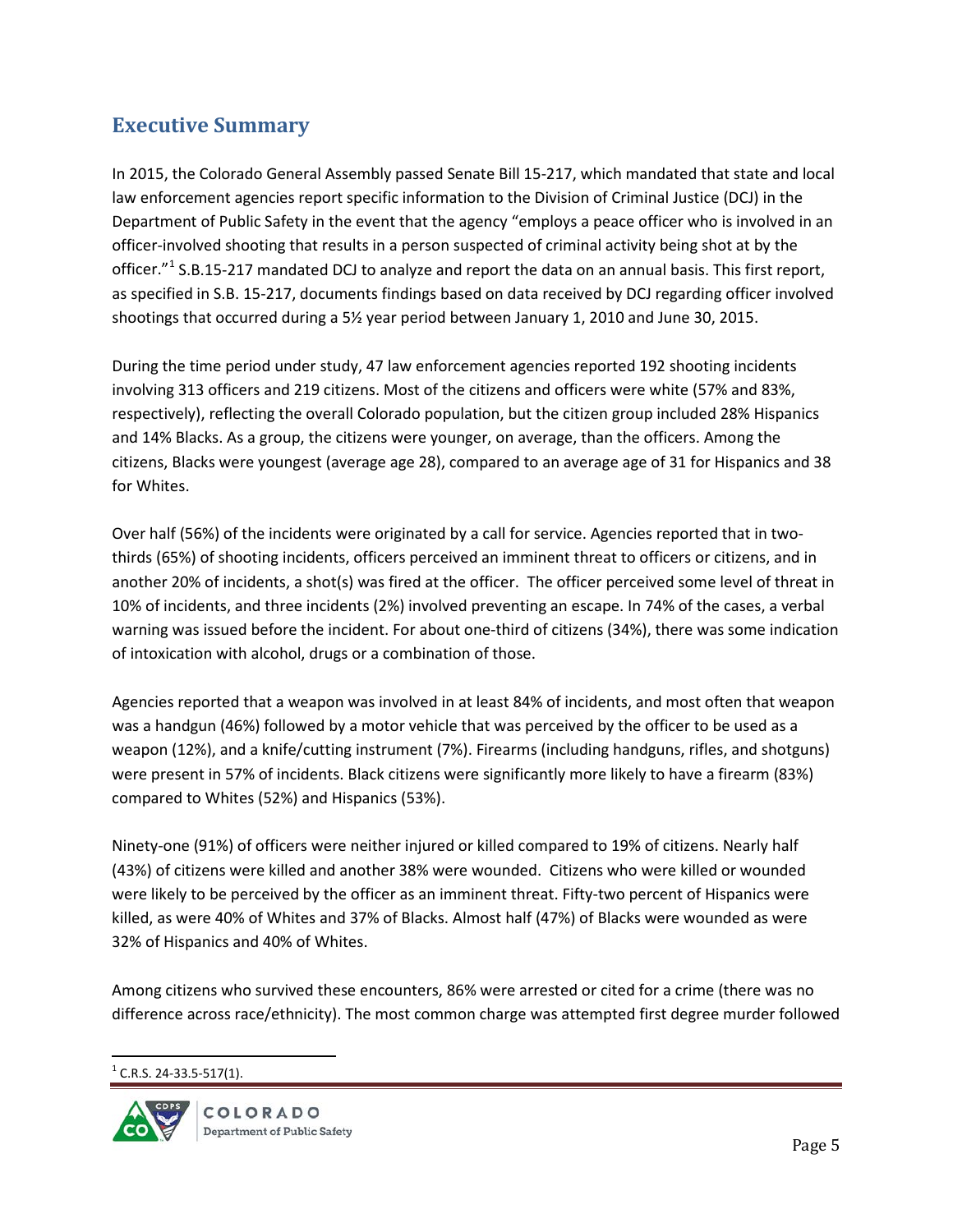## Executive Summary

In 2015, the Colorado General Assembly passed Senate Bill 15-217, which mandated that state and local law enforcement agencies report specific information to the Division of Criminal Justice (DCJ) in the Department of Public Safety in the event that the agency "employs a peace officer who is involved in an officer-involved shooting that results in a person suspected of criminal activity being shot at by the officer."[1] S.B.15-217 mandated DCJ to analyze and report the data on an annual basis. This first report, as specified in S.B. 15-217, documents findings based on data received by DCJ regarding officer involved shootings that occurred during a 5½ year period between January 1, 2010 and June 30, 2015.

During the time period under study, 47 law enforcement agencies reported 192 shooting incidents involving 313 officers and 219 citizens. Most of the citizens and officers were white (57% and 83%, respectively), reflecting the overall Colorado population, but the citizen group included 28% Hispanics and 14% Blacks. As a group, the citizens were younger, on average, than the officers. Among the citizens, Blacks were youngest (average age 28), compared to an average age of 31 for Hispanics and 38 for Whites.

Over half (56%) of the incidents were originated by a call for service. Agencies reported that in two-thirds (65%) of shooting incidents, officers perceived an imminent threat to officers or citizens, and in another 20% of incidents, a shot(s) was fired at the officer. The officer perceived some level of threat in 10% of incidents, and three incidents (2%) involved preventing an escape. In 74% of the cases, a verbal warning was issued before the incident. For about one-third of citizens (34%), there was some indication of intoxication with alcohol, drugs or a combination of those.

Agencies reported that a weapon was involved in at least 84% of incidents, and most often that weapon was a handgun (46%) followed by a motor vehicle that was perceived by the officer to be used as a weapon (12%), and a knife/cutting instrument (7%). Firearms (including handguns, rifles, and shotguns) were present in 57% of incidents. Black citizens were significantly more likely to have a firearm (83%) compared to Whites (52%) and Hispanics (53%).

Ninety-one (91%) of officers were neither injured or killed compared to 19% of citizens. Nearly half (43%) of citizens were killed and another 38% were wounded. Citizens who were killed or wounded were likely to be perceived by the officer as an imminent threat. Fifty-two percent of Hispanics were killed, as were 40% of Whites and 37% of Blacks. Almost half (47%) of Blacks were wounded as were 32% of Hispanics and 40% of Whites.

Among citizens who survived these encounters, 86% were arrested or cited for a crime (there was no difference across race/ethnicity). The most common charge was attempted first degree murder followed

[1] C.R.S. 24-33.5-517(1).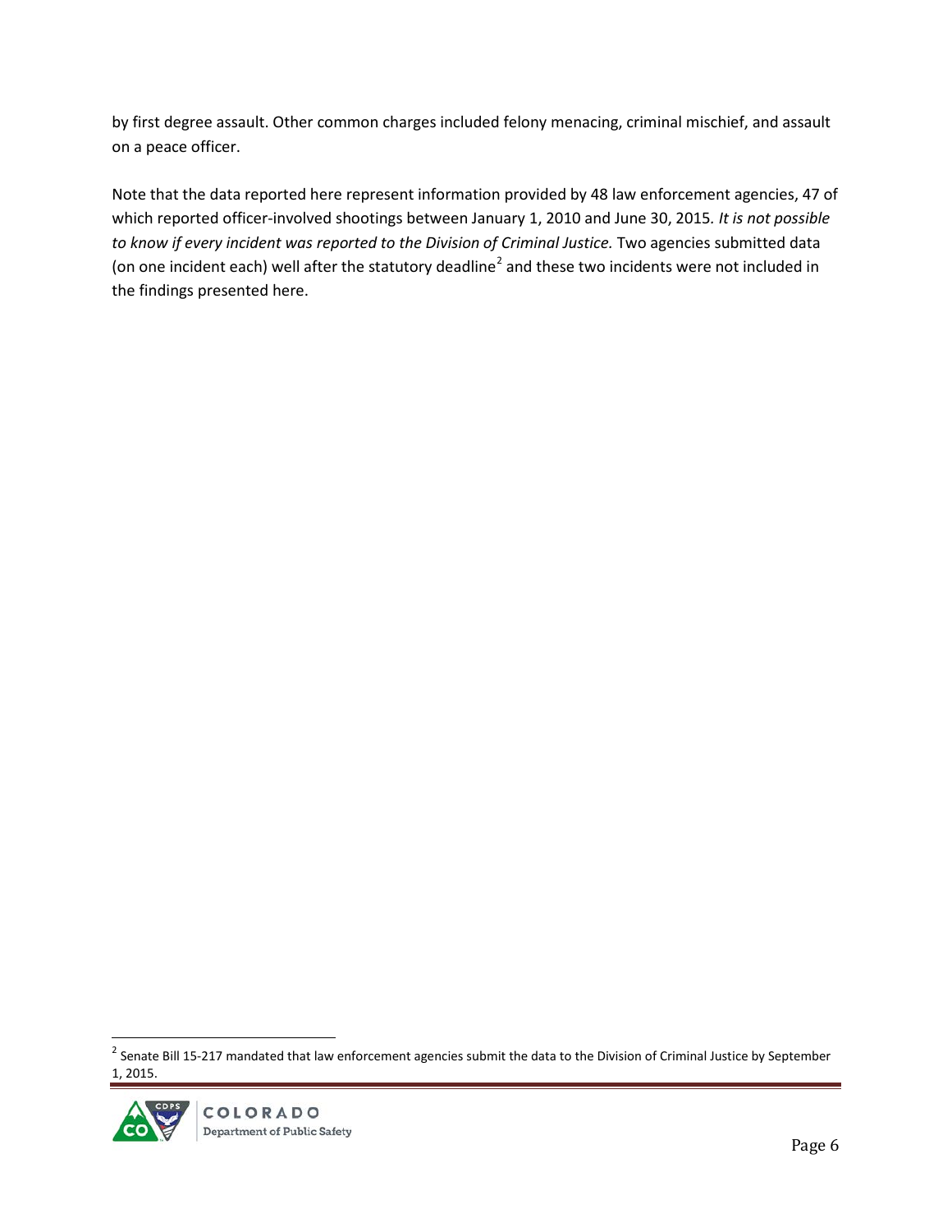by first degree assault. Other common charges included felony menacing, criminal mischief, and assault on a peace officer.

Note that the data reported here represent information provided by 48 law enforcement agencies, 47 of which reported officer-involved shootings between January 1, 2010 and June 30, 2015. *It is not possible to know if every incident was reported to the Division of Criminal Justice.* Two agencies submitted data (on one incident each) well after the statutory deadline[2] and these two incidents were not included in the findings presented here.

[2] Senate Bill 15-217 mandated that law enforcement agencies submit the data to the Division of Criminal Justice by September 1, 2015.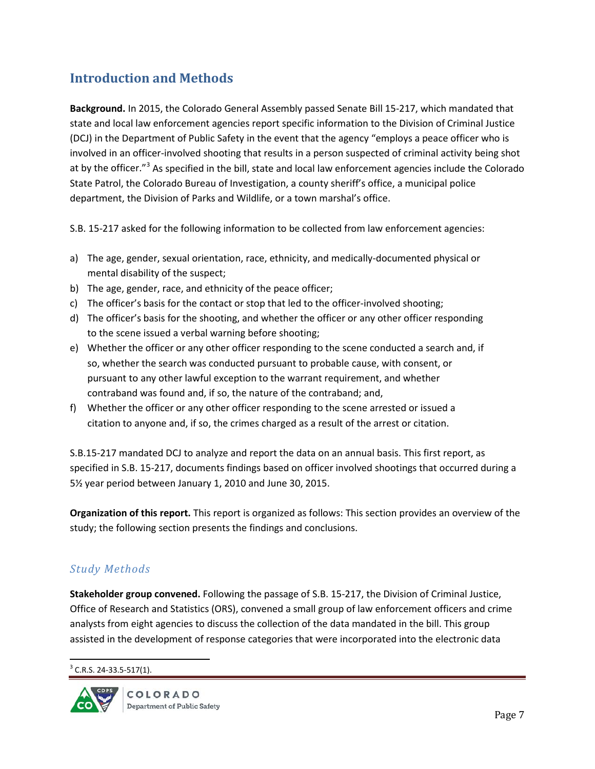## Introduction and Methods

**Background.** In 2015, the Colorado General Assembly passed Senate Bill 15-217, which mandated that state and local law enforcement agencies report specific information to the Division of Criminal Justice (DCJ) in the Department of Public Safety in the event that the agency "employs a peace officer who is involved in an officer-involved shooting that results in a person suspected of criminal activity being shot at by the officer."[3] As specified in the bill, state and local law enforcement agencies include the Colorado State Patrol, the Colorado Bureau of Investigation, a county sheriff's office, a municipal police department, the Division of Parks and Wildlife, or a town marshal's office.

S.B. 15-217 asked for the following information to be collected from law enforcement agencies:

a) The age, gender, sexual orientation, race, ethnicity, and medically-documented physical or mental disability of the suspect;
b) The age, gender, race, and ethnicity of the peace officer;
c) The officer's basis for the contact or stop that led to the officer-involved shooting;
d) The officer's basis for the shooting, and whether the officer or any other officer responding to the scene issued a verbal warning before shooting;
e) Whether the officer or any other officer responding to the scene conducted a search and, if so, whether the search was conducted pursuant to probable cause, with consent, or pursuant to any other lawful exception to the warrant requirement, and whether contraband was found and, if so, the nature of the contraband; and,
f) Whether the officer or any other officer responding to the scene arrested or issued a citation to anyone and, if so, the crimes charged as a result of the arrest or citation.

S.B.15-217 mandated DCJ to analyze and report the data on an annual basis. This first report, as specified in S.B. 15-217, documents findings based on officer involved shootings that occurred during a 5½ year period between January 1, 2010 and June 30, 2015.

**Organization of this report.** This report is organized as follows: This section provides an overview of the study; the following section presents the findings and conclusions.

### *Study Methods*

**Stakeholder group convened.** Following the passage of S.B. 15-217, the Division of Criminal Justice, Office of Research and Statistics (ORS), convened a small group of law enforcement officers and crime analysts from eight agencies to discuss the collection of the data mandated in the bill. This group assisted in the development of response categories that were incorporated into the electronic data

[3] C.R.S. 24-33.5-517(1).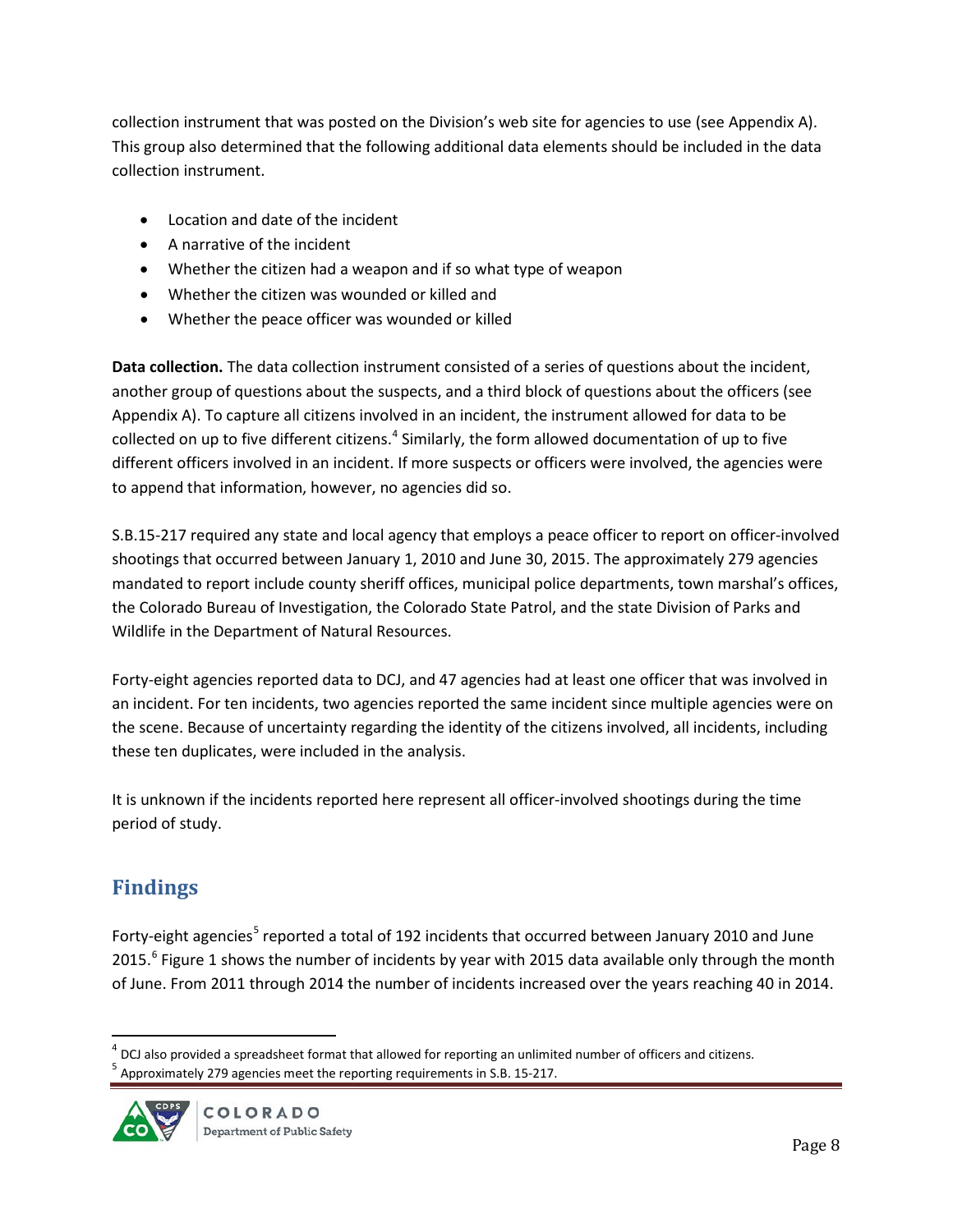collection instrument that was posted on the Division's web site for agencies to use (see Appendix A). This group also determined that the following additional data elements should be included in the data collection instrument.

- Location and date of the incident
- A narrative of the incident
- Whether the citizen had a weapon and if so what type of weapon
- Whether the citizen was wounded or killed and
- Whether the peace officer was wounded or killed

**Data collection.** The data collection instrument consisted of a series of questions about the incident, another group of questions about the suspects, and a third block of questions about the officers (see Appendix A). To capture all citizens involved in an incident, the instrument allowed for data to be collected on up to five different citizens.[4] Similarly, the form allowed documentation of up to five different officers involved in an incident. If more suspects or officers were involved, the agencies were to append that information, however, no agencies did so.

S.B.15-217 required any state and local agency that employs a peace officer to report on officer-involved shootings that occurred between January 1, 2010 and June 30, 2015. The approximately 279 agencies mandated to report include county sheriff offices, municipal police departments, town marshal's offices, the Colorado Bureau of Investigation, the Colorado State Patrol, and the state Division of Parks and Wildlife in the Department of Natural Resources.

Forty-eight agencies reported data to DCJ, and 47 agencies had at least one officer that was involved in an incident. For ten incidents, two agencies reported the same incident since multiple agencies were on the scene. Because of uncertainty regarding the identity of the citizens involved, all incidents, including these ten duplicates, were included in the analysis.

It is unknown if the incidents reported here represent all officer-involved shootings during the time period of study.

## Findings

Forty-eight agencies[5] reported a total of 192 incidents that occurred between January 2010 and June 2015.[6] Figure 1 shows the number of incidents by year with 2015 data available only through the month of June. From 2011 through 2014 the number of incidents increased over the years reaching 40 in 2014.

---

[4] DCJ also provided a spreadsheet format that allowed for reporting an unlimited number of officers and citizens.

[5] Approximately 279 agencies meet the reporting requirements in S.B. 15-217.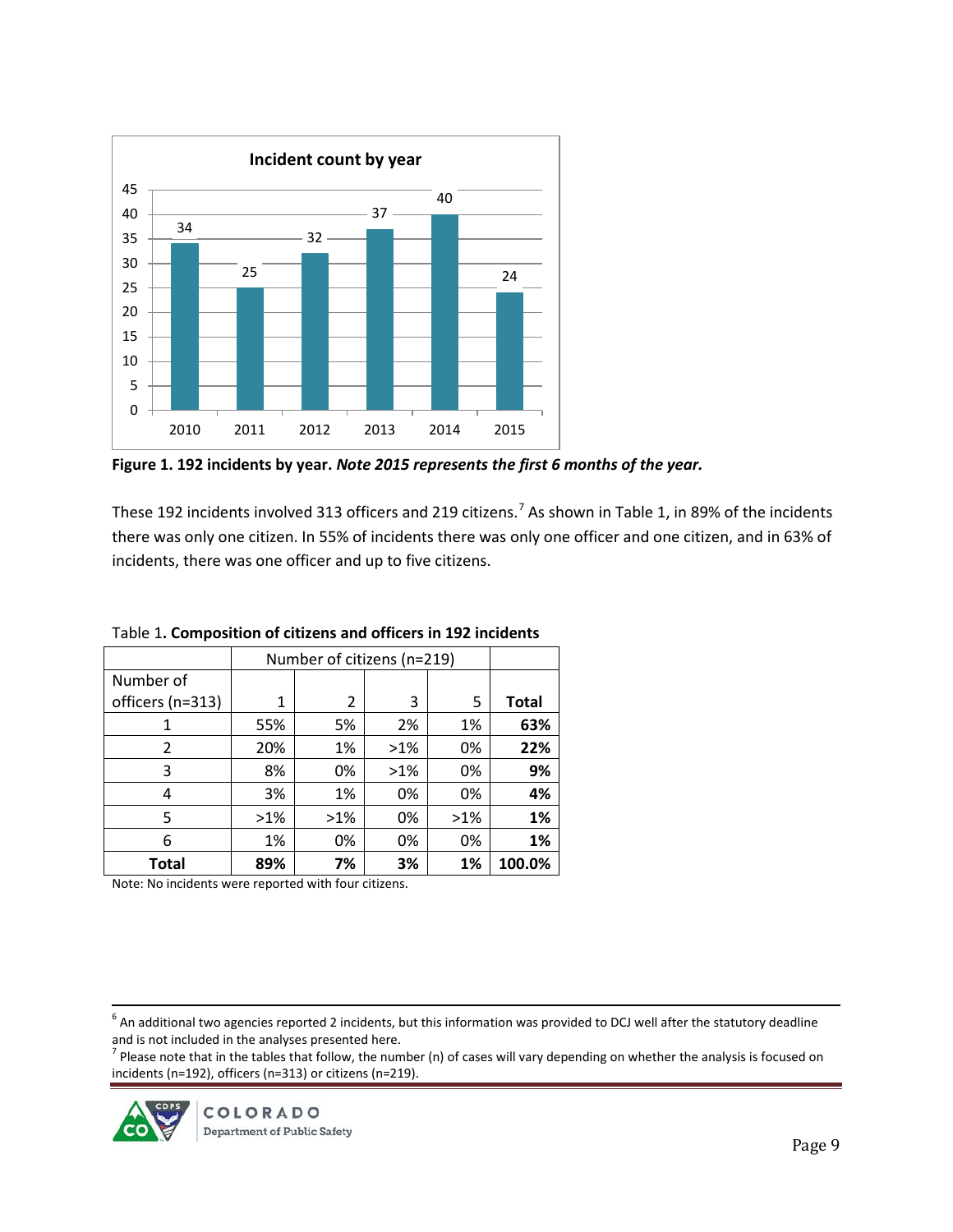**Figure 1. 192 incidents by year.** ***Note 2015 represents the first 6 months of the year.***

These 192 incidents involved 313 officers and 219 citizens.[7] As shown in Table 1, in 89% of the incidents there was only one citizen. In 55% of incidents there was only one officer and one citizen, and in 63% of incidents, there was one officer and up to five citizens.

Table 1**. Composition of citizens and officers in 192 incidents**

| | Number of citizens (n=219) | | | | |
|---|---|---|---|---|---|
| Number of officers (n=313) | 1 | 2 | 3 | 5 | **Total** |
| 1 | 55% | 5% | 2% | 1% | **63%** |
| 2 | 20% | 1% | >1% | 0% | **22%** |
| 3 | 8% | 0% | >1% | 0% | **9%** |
| 4 | 3% | 1% | 0% | 0% | **4%** |
| 5 | >1% | >1% | 0% | >1% | **1%** |
| 6 | 1% | 0% | 0% | 0% | **1%** |
| **Total** | **89%** | **7%** | **3%** | **1%** | **100.0%** |

Note: No incidents were reported with four citizens.

[6] An additional two agencies reported 2 incidents, but this information was provided to DCJ well after the statutory deadline and is not included in the analyses presented here.

[7] Please note that in the tables that follow, the number (n) of cases will vary depending on whether the analysis is focused on incidents (n=192), officers (n=313) or citizens (n=219).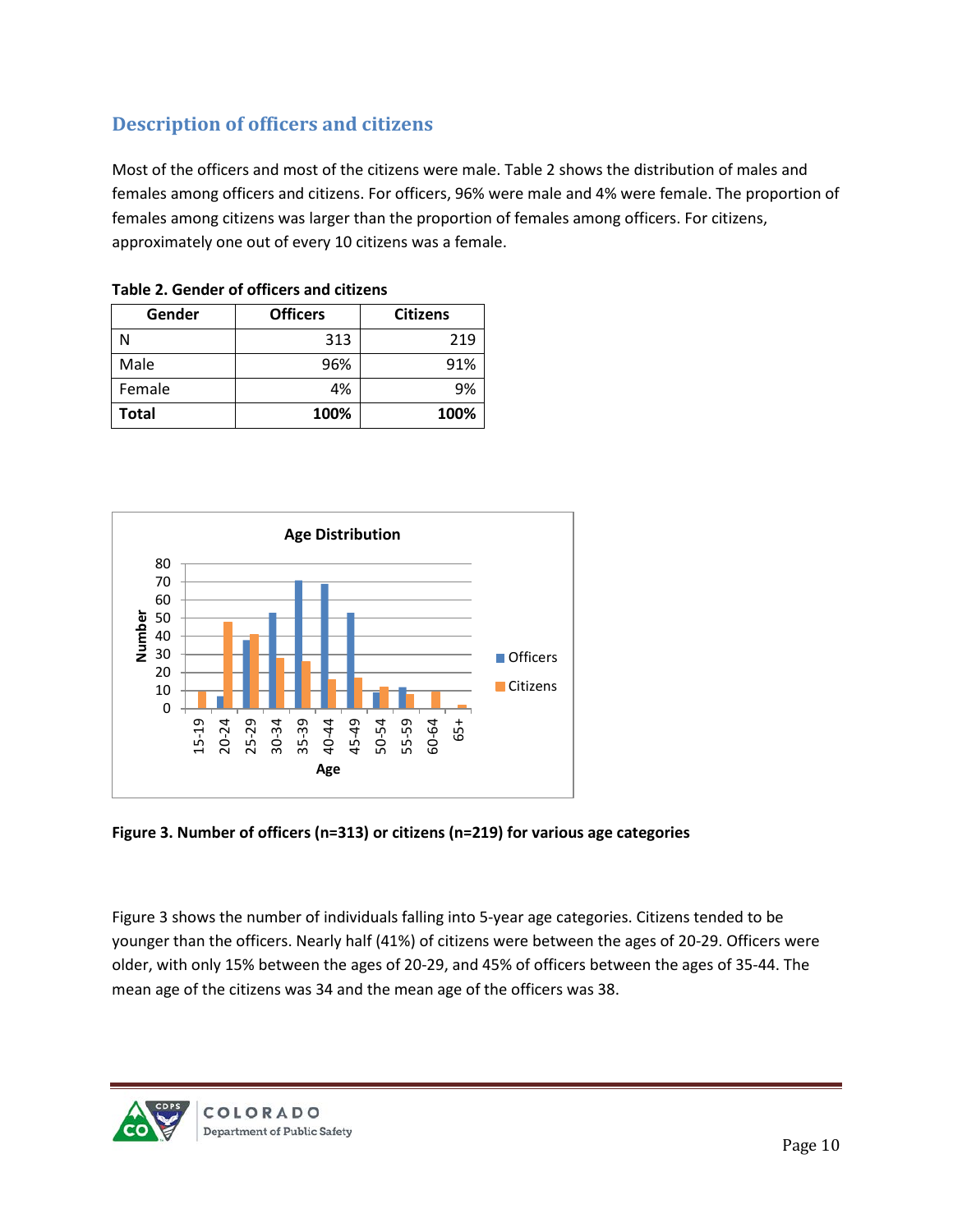## Description of officers and citizens

Most of the officers and most of the citizens were male. Table 2 shows the distribution of males and females among officers and citizens. For officers, 96% were male and 4% were female. The proportion of females among citizens was larger than the proportion of females among officers. For citizens, approximately one out of every 10 citizens was a female.

**Table 2. Gender of officers and citizens**

| Gender | Officers | Citizens |
|---|---|---|
| N | 313 | 219 |
| Male | 96% | 91% |
| Female | 4% | 9% |
| **Total** | **100%** | **100%** |

**Figure 3. Number of officers (n=313) or citizens (n=219) for various age categories**

Figure 3 shows the number of individuals falling into 5-year age categories. Citizens tended to be younger than the officers. Nearly half (41%) of citizens were between the ages of 20-29. Officers were older, with only 15% between the ages of 20-29, and 45% of officers between the ages of 35-44. The mean age of the citizens was 34 and the mean age of the officers was 38.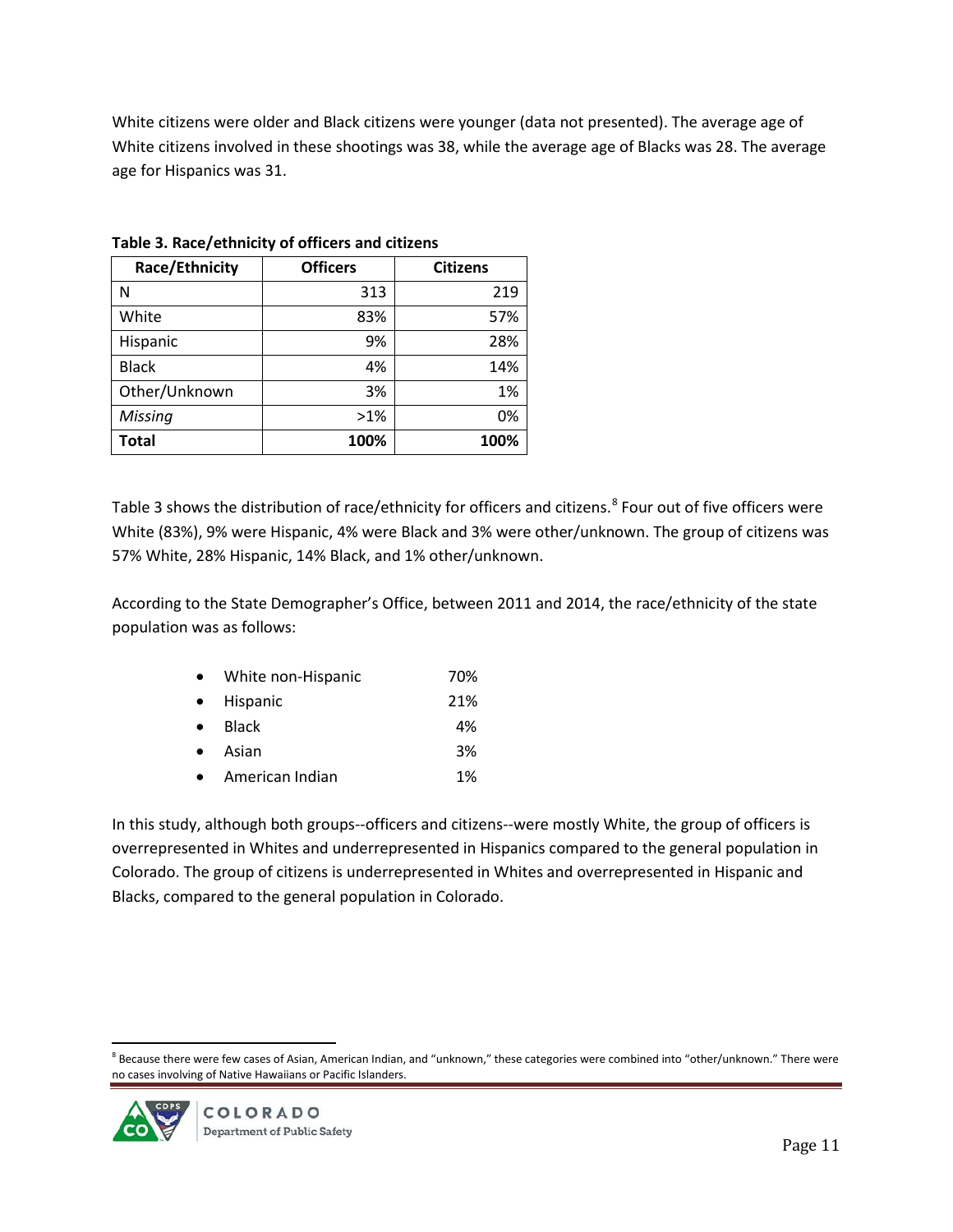White citizens were older and Black citizens were younger (data not presented). The average age of White citizens involved in these shootings was 38, while the average age of Blacks was 28. The average age for Hispanics was 31.

**Table 3. Race/ethnicity of officers and citizens**

| Race/Ethnicity | Officers | Citizens |
|---|---|---|
| N | 313 | 219 |
| White | 83% | 57% |
| Hispanic | 9% | 28% |
| Black | 4% | 14% |
| Other/Unknown | 3% | 1% |
| *Missing* | >1% | 0% |
| **Total** | **100%** | **100%** |

Table 3 shows the distribution of race/ethnicity for officers and citizens.[8] Four out of five officers were White (83%), 9% were Hispanic, 4% were Black and 3% were other/unknown. The group of citizens was 57% White, 28% Hispanic, 14% Black, and 1% other/unknown.

According to the State Demographer's Office, between 2011 and 2014, the race/ethnicity of the state population was as follows:

- White non-Hispanic 70%
- Hispanic 21%
- Black 4%
- Asian 3%
- American Indian 1%

In this study, although both groups--officers and citizens--were mostly White, the group of officers is overrepresented in Whites and underrepresented in Hispanics compared to the general population in Colorado. The group of citizens is underrepresented in Whites and overrepresented in Hispanic and Blacks, compared to the general population in Colorado.

[8] Because there were few cases of Asian, American Indian, and "unknown," these categories were combined into "other/unknown." There were no cases involving of Native Hawaiians or Pacific Islanders.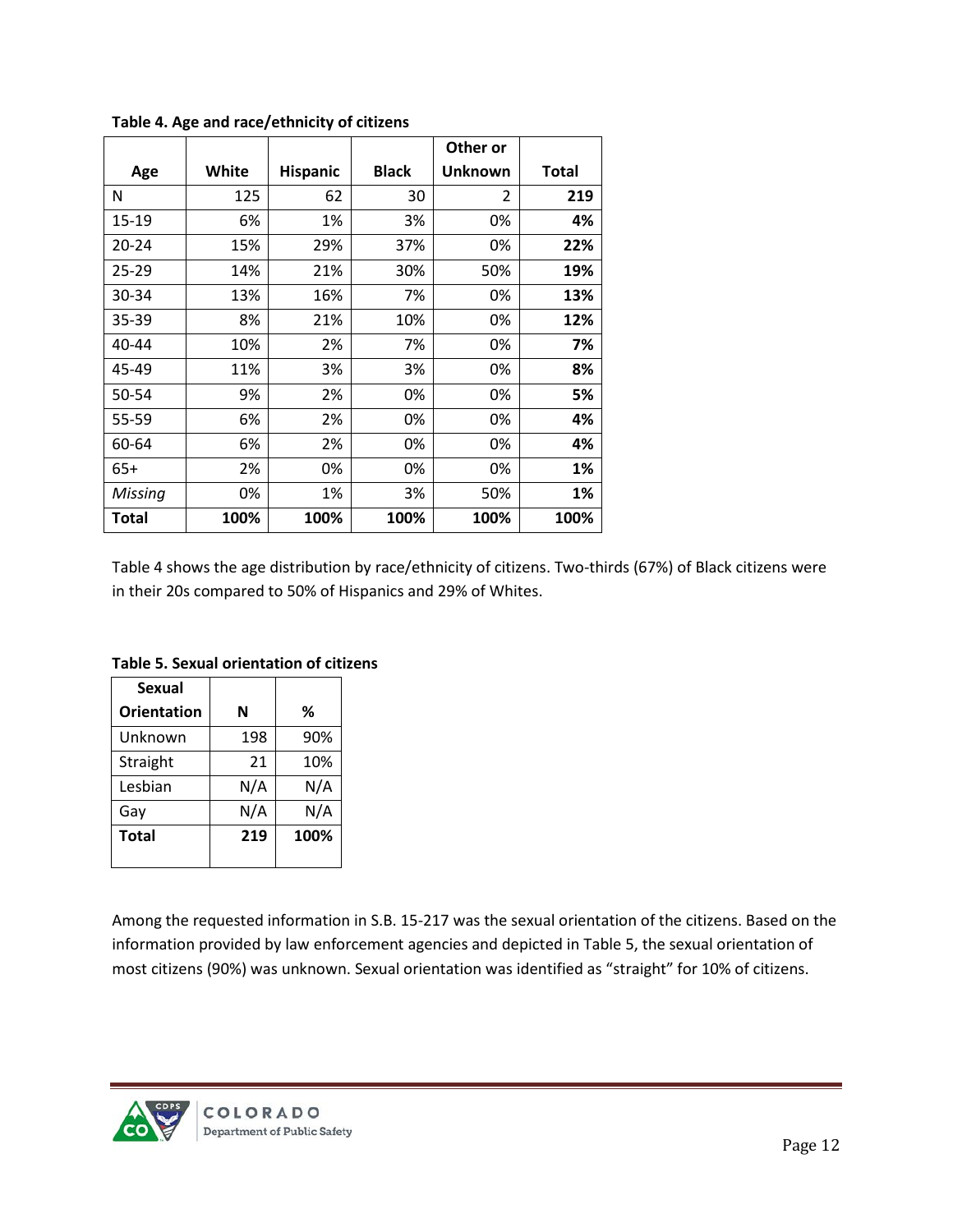**Table 4. Age and race/ethnicity of citizens**

| Age | White | Hispanic | Black | Other or Unknown | Total |
|---|---|---|---|---|---|
| N | 125 | 62 | 30 | 2 | **219** |
| 15-19 | 6% | 1% | 3% | 0% | **4%** |
| 20-24 | 15% | 29% | 37% | 0% | **22%** |
| 25-29 | 14% | 21% | 30% | 50% | **19%** |
| 30-34 | 13% | 16% | 7% | 0% | **13%** |
| 35-39 | 8% | 21% | 10% | 0% | **12%** |
| 40-44 | 10% | 2% | 7% | 0% | **7%** |
| 45-49 | 11% | 3% | 3% | 0% | **8%** |
| 50-54 | 9% | 2% | 0% | 0% | **5%** |
| 55-59 | 6% | 2% | 0% | 0% | **4%** |
| 60-64 | 6% | 2% | 0% | 0% | **4%** |
| 65+ | 2% | 0% | 0% | 0% | **1%** |
| *Missing* | 0% | 1% | 3% | 50% | **1%** |
| **Total** | **100%** | **100%** | **100%** | **100%** | **100%** |

Table 4 shows the age distribution by race/ethnicity of citizens. Two-thirds (67%) of Black citizens were in their 20s compared to 50% of Hispanics and 29% of Whites.

**Table 5. Sexual orientation of citizens**

| Sexual Orientation | N | % |
|---|---|---|
| Unknown | 198 | 90% |
| Straight | 21 | 10% |
| Lesbian | N/A | N/A |
| Gay | N/A | N/A |
| **Total** | **219** | **100%** |

Among the requested information in S.B. 15-217 was the sexual orientation of the citizens. Based on the information provided by law enforcement agencies and depicted in Table 5, the sexual orientation of most citizens (90%) was unknown. Sexual orientation was identified as "straight" for 10% of citizens.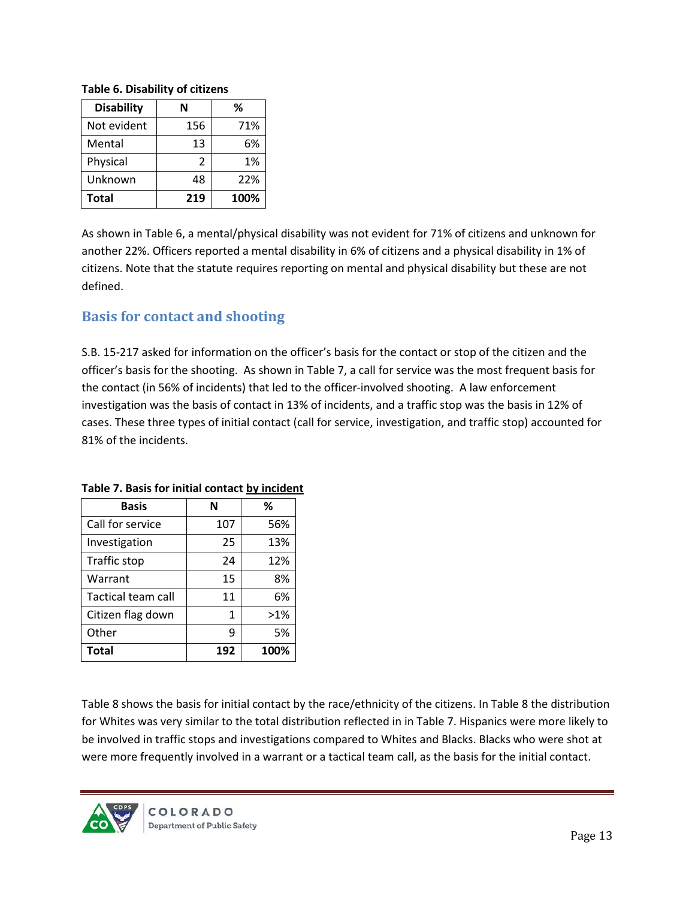**Table 6. Disability of citizens**

| Disability | N | % |
|---|---|---|
| Not evident | 156 | 71% |
| Mental | 13 | 6% |
| Physical | 2 | 1% |
| Unknown | 48 | 22% |
| **Total** | **219** | **100%** |

As shown in Table 6, a mental/physical disability was not evident for 71% of citizens and unknown for another 22%. Officers reported a mental disability in 6% of citizens and a physical disability in 1% of citizens. Note that the statute requires reporting on mental and physical disability but these are not defined.

## Basis for contact and shooting

S.B. 15-217 asked for information on the officer's basis for the contact or stop of the citizen and the officer's basis for the shooting. As shown in Table 7, a call for service was the most frequent basis for the contact (in 56% of incidents) that led to the officer-involved shooting. A law enforcement investigation was the basis of contact in 13% of incidents, and a traffic stop was the basis in 12% of cases. These three types of initial contact (call for service, investigation, and traffic stop) accounted for 81% of the incidents.

**Table 7. Basis for initial contact by incident**

| Basis | N | % |
|---|---|---|
| Call for service | 107 | 56% |
| Investigation | 25 | 13% |
| Traffic stop | 24 | 12% |
| Warrant | 15 | 8% |
| Tactical team call | 11 | 6% |
| Citizen flag down | 1 | >1% |
| Other | 9 | 5% |
| **Total** | **192** | **100%** |

Table 8 shows the basis for initial contact by the race/ethnicity of the citizens. In Table 8 the distribution for Whites was very similar to the total distribution reflected in in Table 7. Hispanics were more likely to be involved in traffic stops and investigations compared to Whites and Blacks. Blacks who were shot at were more frequently involved in a warrant or a tactical team call, as the basis for the initial contact.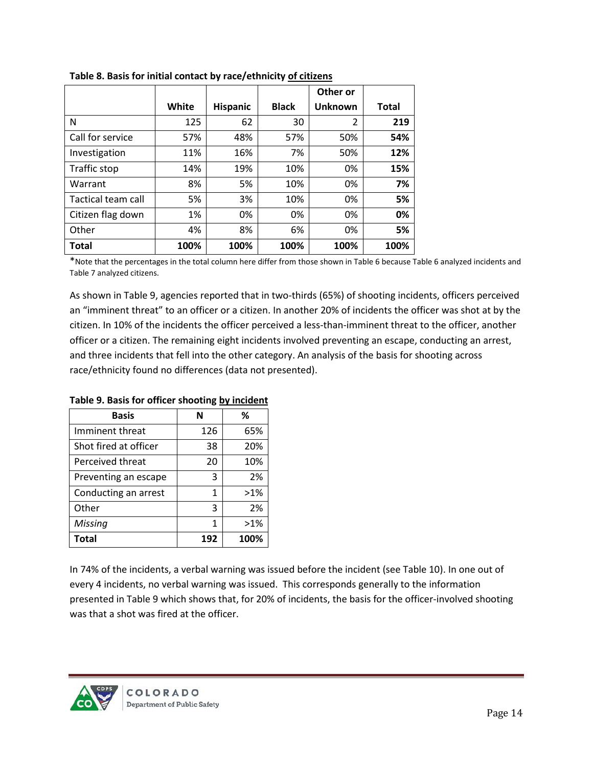**Table 8. Basis for initial contact by race/ethnicity of citizens**

| | White | Hispanic | Black | Other or Unknown | Total |
|---|---|---|---|---|---|
| N | 125 | 62 | 30 | 2 | **219** |
| Call for service | 57% | 48% | 57% | 50% | **54%** |
| Investigation | 11% | 16% | 7% | 50% | **12%** |
| Traffic stop | 14% | 19% | 10% | 0% | **15%** |
| Warrant | 8% | 5% | 10% | 0% | **7%** |
| Tactical team call | 5% | 3% | 10% | 0% | **5%** |
| Citizen flag down | 1% | 0% | 0% | 0% | **0%** |
| Other | 4% | 8% | 6% | 0% | **5%** |
| **Total** | **100%** | **100%** | **100%** | **100%** | **100%** |

*Note that the percentages in the total column here differ from those shown in Table 6 because Table 6 analyzed incidents and Table 7 analyzed citizens.

As shown in Table 9, agencies reported that in two-thirds (65%) of shooting incidents, officers perceived an "imminent threat" to an officer or a citizen. In another 20% of incidents the officer was shot at by the citizen. In 10% of the incidents the officer perceived a less-than-imminent threat to the officer, another officer or a citizen. The remaining eight incidents involved preventing an escape, conducting an arrest, and three incidents that fell into the other category. An analysis of the basis for shooting across race/ethnicity found no differences (data not presented).

**Table 9. Basis for officer shooting by incident**

| Basis | N | % |
|---|---|---|
| Imminent threat | 126 | 65% |
| Shot fired at officer | 38 | 20% |
| Perceived threat | 20 | 10% |
| Preventing an escape | 3 | 2% |
| Conducting an arrest | 1 | >1% |
| Other | 3 | 2% |
| *Missing* | 1 | >1% |
| **Total** | **192** | **100%** |

In 74% of the incidents, a verbal warning was issued before the incident (see Table 10). In one out of every 4 incidents, no verbal warning was issued. This corresponds generally to the information presented in Table 9 which shows that, for 20% of incidents, the basis for the officer-involved shooting was that a shot was fired at the officer.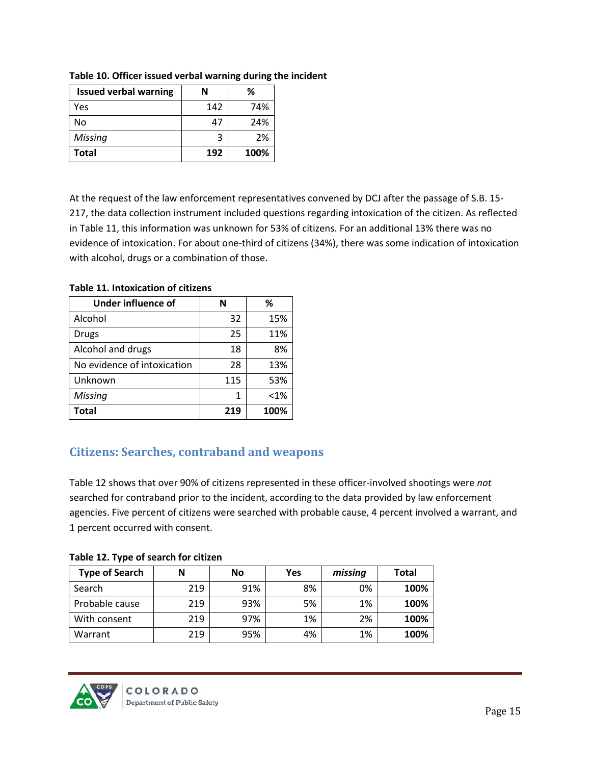**Table 10. Officer issued verbal warning during the incident**

| Issued verbal warning | N | % |
|---|---|---|
| Yes | 142 | 74% |
| No | 47 | 24% |
| *Missing* | 3 | 2% |
| **Total** | **192** | **100%** |

At the request of the law enforcement representatives convened by DCJ after the passage of S.B. 15-217, the data collection instrument included questions regarding intoxication of the citizen. As reflected in Table 11, this information was unknown for 53% of citizens. For an additional 13% there was no evidence of intoxication. For about one-third of citizens (34%), there was some indication of intoxication with alcohol, drugs or a combination of those.

**Table 11. Intoxication of citizens**

| Under influence of | N | % |
|---|---|---|
| Alcohol | 32 | 15% |
| Drugs | 25 | 11% |
| Alcohol and drugs | 18 | 8% |
| No evidence of intoxication | 28 | 13% |
| Unknown | 115 | 53% |
| *Missing* | 1 | <1% |
| **Total** | **219** | **100%** |

## Citizens: Searches, contraband and weapons

Table 12 shows that over 90% of citizens represented in these officer-involved shootings were *not* searched for contraband prior to the incident, according to the data provided by law enforcement agencies. Five percent of citizens were searched with probable cause, 4 percent involved a warrant, and 1 percent occurred with consent.

**Table 12. Type of search for citizen**

| Type of Search | N | No | Yes | *missing* | Total |
|---|---|---|---|---|---|
| Search | 219 | 91% | 8% | 0% | **100%** |
| Probable cause | 219 | 93% | 5% | 1% | **100%** |
| With consent | 219 | 97% | 1% | 2% | **100%** |
| Warrant | 219 | 95% | 4% | 1% | **100%** |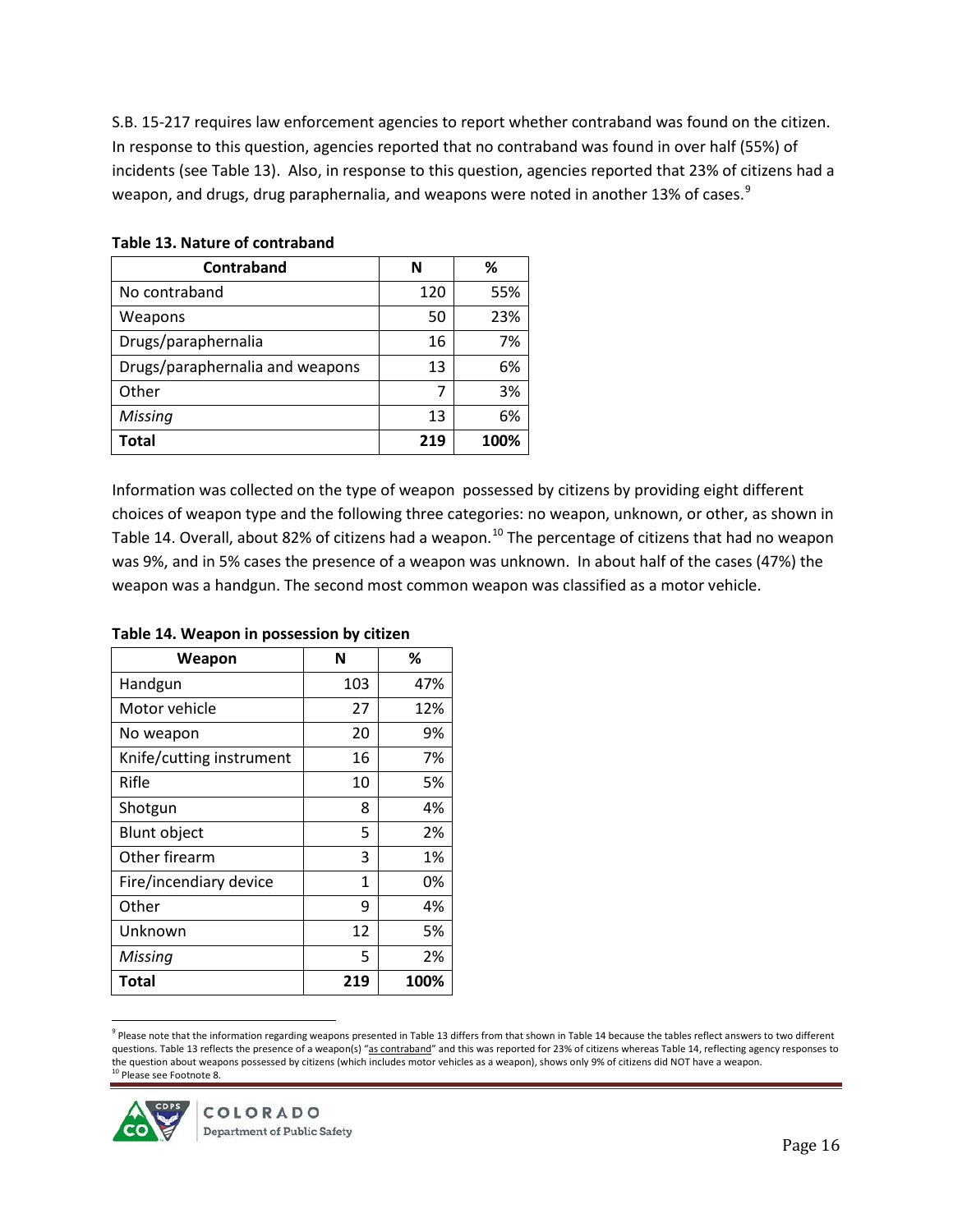S.B. 15-217 requires law enforcement agencies to report whether contraband was found on the citizen. In response to this question, agencies reported that no contraband was found in over half (55%) of incidents (see Table 13). Also, in response to this question, agencies reported that 23% of citizens had a weapon, and drugs, drug paraphernalia, and weapons were noted in another 13% of cases.[9]

**Table 13. Nature of contraband**

| Contraband | N | % |
|---|---|---|
| No contraband | 120 | 55% |
| Weapons | 50 | 23% |
| Drugs/paraphernalia | 16 | 7% |
| Drugs/paraphernalia and weapons | 13 | 6% |
| Other | 7 | 3% |
| *Missing* | 13 | 6% |
| **Total** | **219** | **100%** |

Information was collected on the type of weapon possessed by citizens by providing eight different choices of weapon type and the following three categories: no weapon, unknown, or other, as shown in Table 14. Overall, about 82% of citizens had a weapon.[10] The percentage of citizens that had no weapon was 9%, and in 5% cases the presence of a weapon was unknown. In about half of the cases (47%) the weapon was a handgun. The second most common weapon was classified as a motor vehicle.

**Table 14. Weapon in possession by citizen**

| Weapon | N | % |
|---|---|---|
| Handgun | 103 | 47% |
| Motor vehicle | 27 | 12% |
| No weapon | 20 | 9% |
| Knife/cutting instrument | 16 | 7% |
| Rifle | 10 | 5% |
| Shotgun | 8 | 4% |
| Blunt object | 5 | 2% |
| Other firearm | 3 | 1% |
| Fire/incendiary device | 1 | 0% |
| Other | 9 | 4% |
| Unknown | 12 | 5% |
| *Missing* | 5 | 2% |
| **Total** | **219** | **100%** |

[9] Please note that the information regarding weapons presented in Table 13 differs from that shown in Table 14 because the tables reflect answers to two different questions. Table 13 reflects the presence of a weapon(s) "as contraband" and this was reported for 23% of citizens whereas Table 14, reflecting agency responses to the question about weapons possessed by citizens (which includes motor vehicles as a weapon), shows only 9% of citizens did NOT have a weapon.

[10] Please see Footnote 8.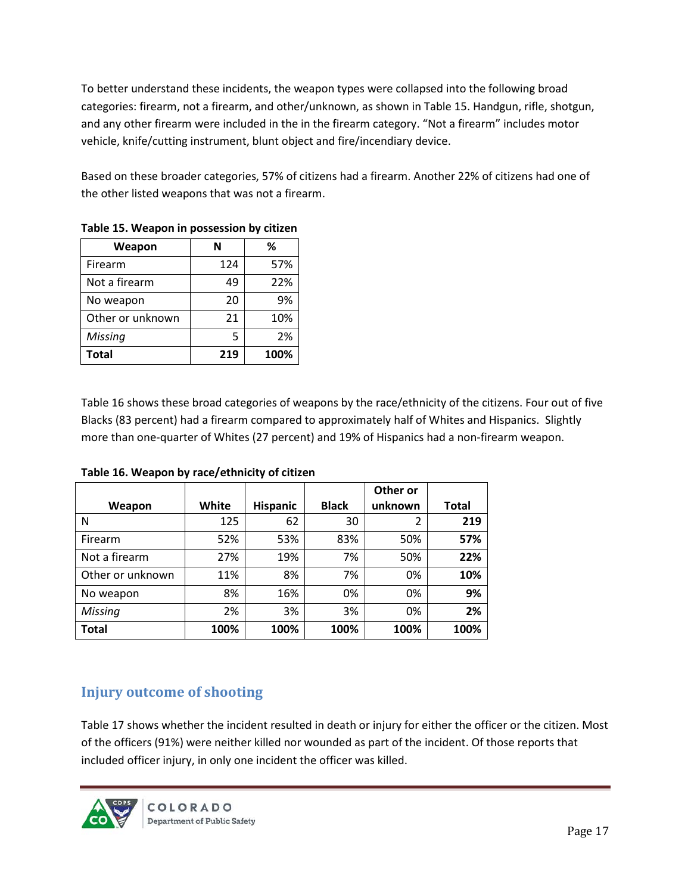To better understand these incidents, the weapon types were collapsed into the following broad categories: firearm, not a firearm, and other/unknown, as shown in Table 15. Handgun, rifle, shotgun, and any other firearm were included in the in the firearm category. "Not a firearm" includes motor vehicle, knife/cutting instrument, blunt object and fire/incendiary device.

Based on these broader categories, 57% of citizens had a firearm. Another 22% of citizens had one of the other listed weapons that was not a firearm.

**Table 15. Weapon in possession by citizen**

| Weapon | N | % |
|---|---|---|
| Firearm | 124 | 57% |
| Not a firearm | 49 | 22% |
| No weapon | 20 | 9% |
| Other or unknown | 21 | 10% |
| *Missing* | 5 | 2% |
| **Total** | **219** | **100%** |

Table 16 shows these broad categories of weapons by the race/ethnicity of the citizens. Four out of five Blacks (83 percent) had a firearm compared to approximately half of Whites and Hispanics. Slightly more than one-quarter of Whites (27 percent) and 19% of Hispanics had a non-firearm weapon.

**Table 16. Weapon by race/ethnicity of citizen**

| Weapon | White | Hispanic | Black | Other or unknown | Total |
|---|---|---|---|---|---|
| N | 125 | 62 | 30 | 2 | **219** |
| Firearm | 52% | 53% | 83% | 50% | **57%** |
| Not a firearm | 27% | 19% | 7% | 50% | **22%** |
| Other or unknown | 11% | 8% | 7% | 0% | **10%** |
| No weapon | 8% | 16% | 0% | 0% | **9%** |
| *Missing* | 2% | 3% | 3% | 0% | **2%** |
| **Total** | **100%** | **100%** | **100%** | **100%** | **100%** |

## Injury outcome of shooting

Table 17 shows whether the incident resulted in death or injury for either the officer or the citizen. Most of the officers (91%) were neither killed nor wounded as part of the incident. Of those reports that included officer injury, in only one incident the officer was killed.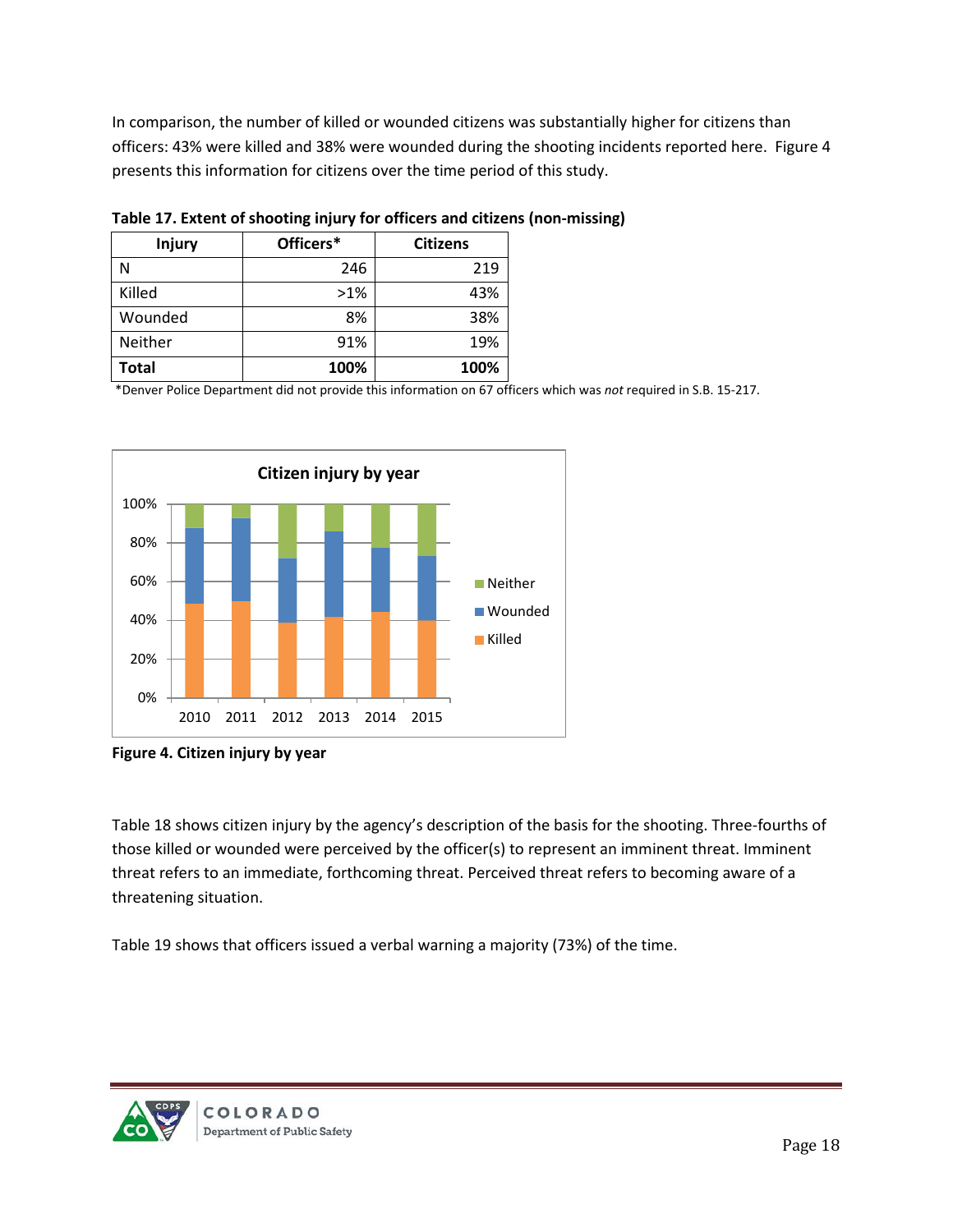In comparison, the number of killed or wounded citizens was substantially higher for citizens than officers: 43% were killed and 38% were wounded during the shooting incidents reported here. Figure 4 presents this information for citizens over the time period of this study.

**Table 17. Extent of shooting injury for officers and citizens (non-missing)**

| Injury | Officers* | Citizens |
|---|---|---|
| N | 246 | 219 |
| Killed | >1% | 43% |
| Wounded | 8% | 38% |
| Neither | 91% | 19% |
| **Total** | **100%** | **100%** |

*Denver Police Department did not provide this information on 67 officers which was *not* required in S.B. 15-217.

**Figure 4. Citizen injury by year**

Table 18 shows citizen injury by the agency's description of the basis for the shooting. Three-fourths of those killed or wounded were perceived by the officer(s) to represent an imminent threat. Imminent threat refers to an immediate, forthcoming threat. Perceived threat refers to becoming aware of a threatening situation.

Table 19 shows that officers issued a verbal warning a majority (73%) of the time.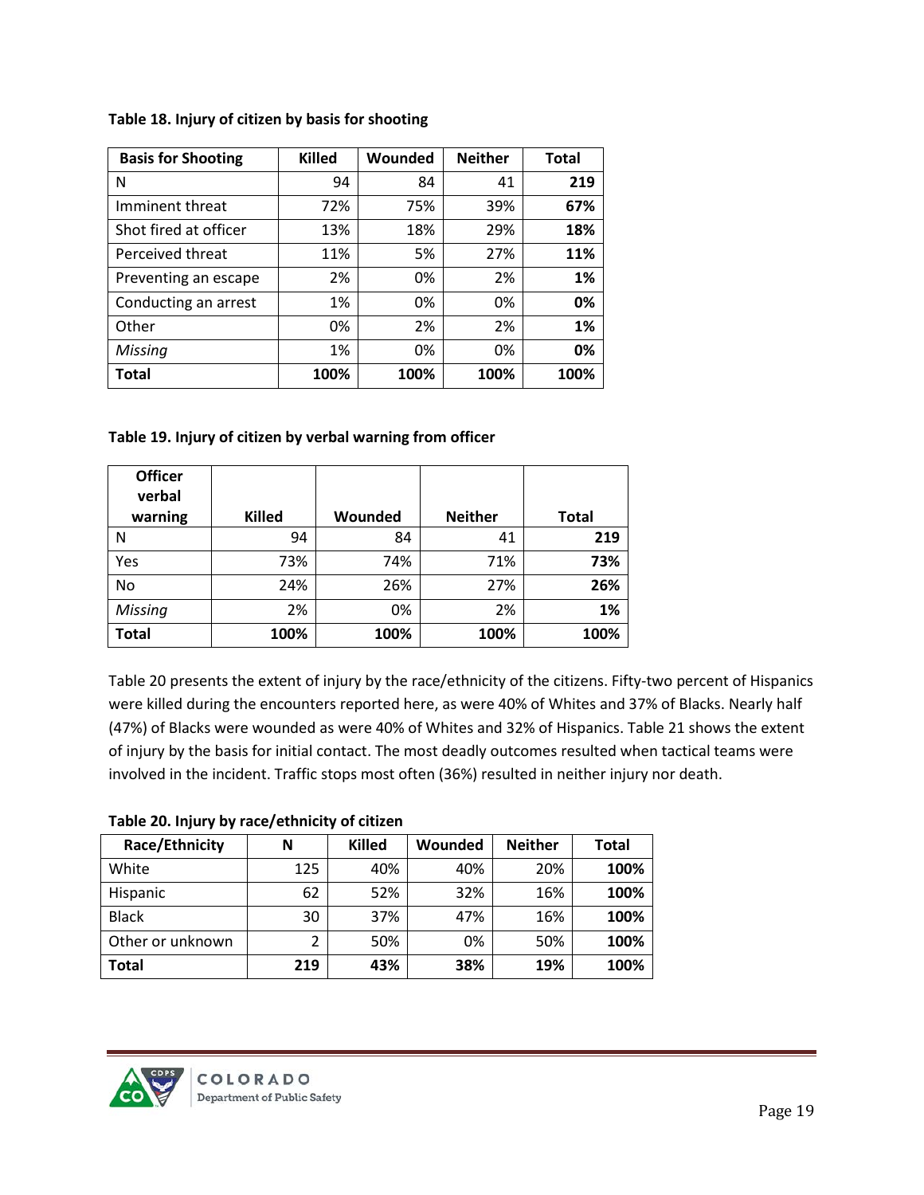**Table 18. Injury of citizen by basis for shooting**

| Basis for Shooting | Killed | Wounded | Neither | Total |
|---|---|---|---|---|
| N | 94 | 84 | 41 | **219** |
| Imminent threat | 72% | 75% | 39% | **67%** |
| Shot fired at officer | 13% | 18% | 29% | **18%** |
| Perceived threat | 11% | 5% | 27% | **11%** |
| Preventing an escape | 2% | 0% | 2% | **1%** |
| Conducting an arrest | 1% | 0% | 0% | **0%** |
| Other | 0% | 2% | 2% | **1%** |
| *Missing* | 1% | 0% | 0% | **0%** |
| **Total** | **100%** | **100%** | **100%** | **100%** |

**Table 19. Injury of citizen by verbal warning from officer**

| Officer verbal warning | Killed | Wounded | Neither | Total |
|---|---|---|---|---|
| N | 94 | 84 | 41 | **219** |
| Yes | 73% | 74% | 71% | **73%** |
| No | 24% | 26% | 27% | **26%** |
| *Missing* | 2% | 0% | 2% | **1%** |
| **Total** | **100%** | **100%** | **100%** | **100%** |

Table 20 presents the extent of injury by the race/ethnicity of the citizens. Fifty-two percent of Hispanics were killed during the encounters reported here, as were 40% of Whites and 37% of Blacks. Nearly half (47%) of Blacks were wounded as were 40% of Whites and 32% of Hispanics. Table 21 shows the extent of injury by the basis for initial contact. The most deadly outcomes resulted when tactical teams were involved in the incident. Traffic stops most often (36%) resulted in neither injury nor death.

**Table 20. Injury by race/ethnicity of citizen**

| Race/Ethnicity | N | Killed | Wounded | Neither | Total |
|---|---|---|---|---|---|
| White | 125 | 40% | 40% | 20% | **100%** |
| Hispanic | 62 | 52% | 32% | 16% | **100%** |
| Black | 30 | 37% | 47% | 16% | **100%** |
| Other or unknown | 2 | 50% | 0% | 50% | **100%** |
| **Total** | **219** | **43%** | **38%** | **19%** | **100%** |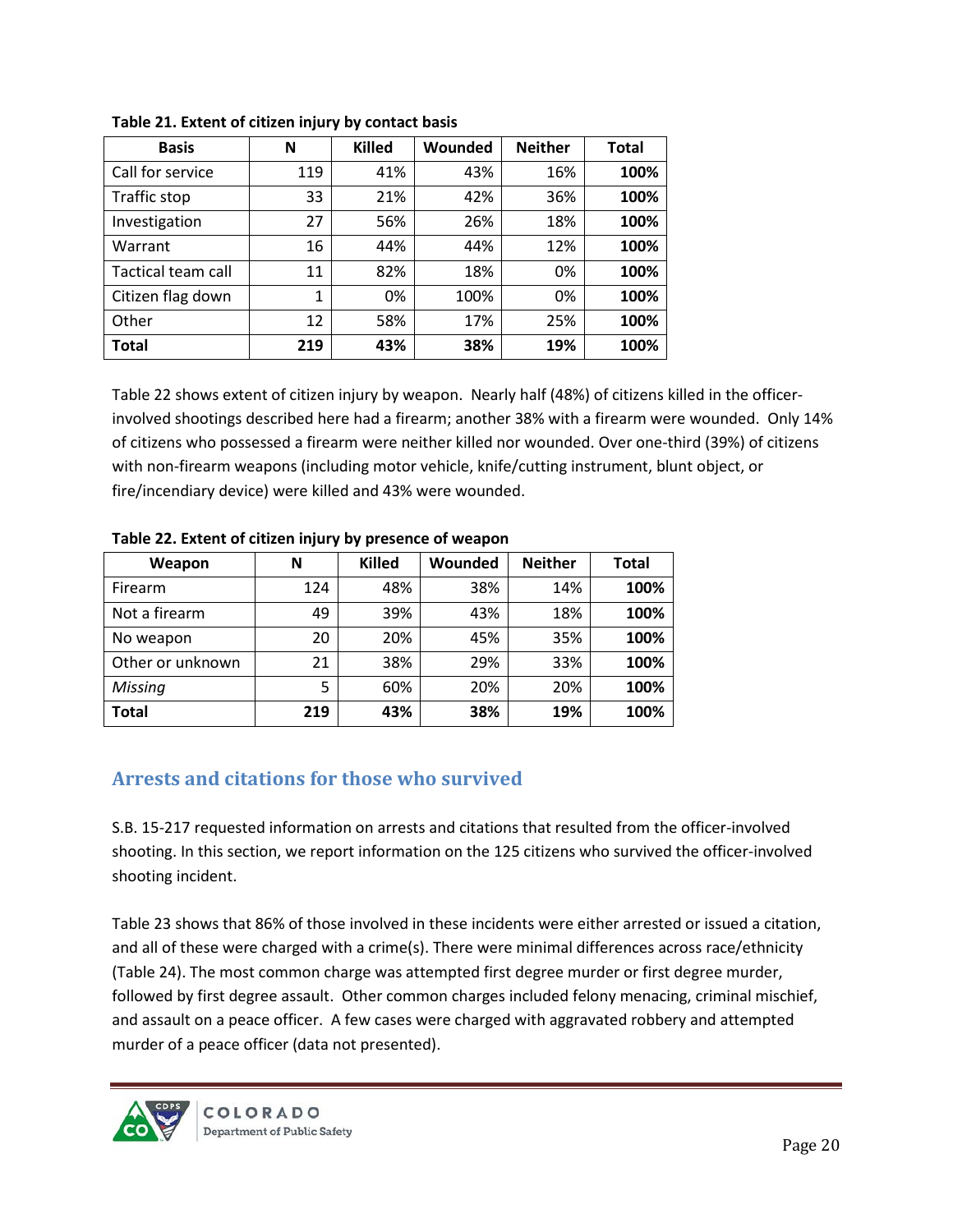**Table 21. Extent of citizen injury by contact basis**

| Basis | N | Killed | Wounded | Neither | Total |
|---|---|---|---|---|---|
| Call for service | 119 | 41% | 43% | 16% | **100%** |
| Traffic stop | 33 | 21% | 42% | 36% | **100%** |
| Investigation | 27 | 56% | 26% | 18% | **100%** |
| Warrant | 16 | 44% | 44% | 12% | **100%** |
| Tactical team call | 11 | 82% | 18% | 0% | **100%** |
| Citizen flag down | 1 | 0% | 100% | 0% | **100%** |
| Other | 12 | 58% | 17% | 25% | **100%** |
| **Total** | **219** | **43%** | **38%** | **19%** | **100%** |

Table 22 shows extent of citizen injury by weapon. Nearly half (48%) of citizens killed in the officer-involved shootings described here had a firearm; another 38% with a firearm were wounded. Only 14% of citizens who possessed a firearm were neither killed nor wounded. Over one-third (39%) of citizens with non-firearm weapons (including motor vehicle, knife/cutting instrument, blunt object, or fire/incendiary device) were killed and 43% were wounded.

**Table 22. Extent of citizen injury by presence of weapon**

| Weapon | N | Killed | Wounded | Neither | Total |
|---|---|---|---|---|---|
| Firearm | 124 | 48% | 38% | 14% | **100%** |
| Not a firearm | 49 | 39% | 43% | 18% | **100%** |
| No weapon | 20 | 20% | 45% | 35% | **100%** |
| Other or unknown | 21 | 38% | 29% | 33% | **100%** |
| *Missing* | 5 | 60% | 20% | 20% | **100%** |
| **Total** | **219** | **43%** | **38%** | **19%** | **100%** |

## Arrests and citations for those who survived

S.B. 15-217 requested information on arrests and citations that resulted from the officer-involved shooting. In this section, we report information on the 125 citizens who survived the officer-involved shooting incident.

Table 23 shows that 86% of those involved in these incidents were either arrested or issued a citation, and all of these were charged with a crime(s). There were minimal differences across race/ethnicity (Table 24). The most common charge was attempted first degree murder or first degree murder, followed by first degree assault. Other common charges included felony menacing, criminal mischief, and assault on a peace officer. A few cases were charged with aggravated robbery and attempted murder of a peace officer (data not presented).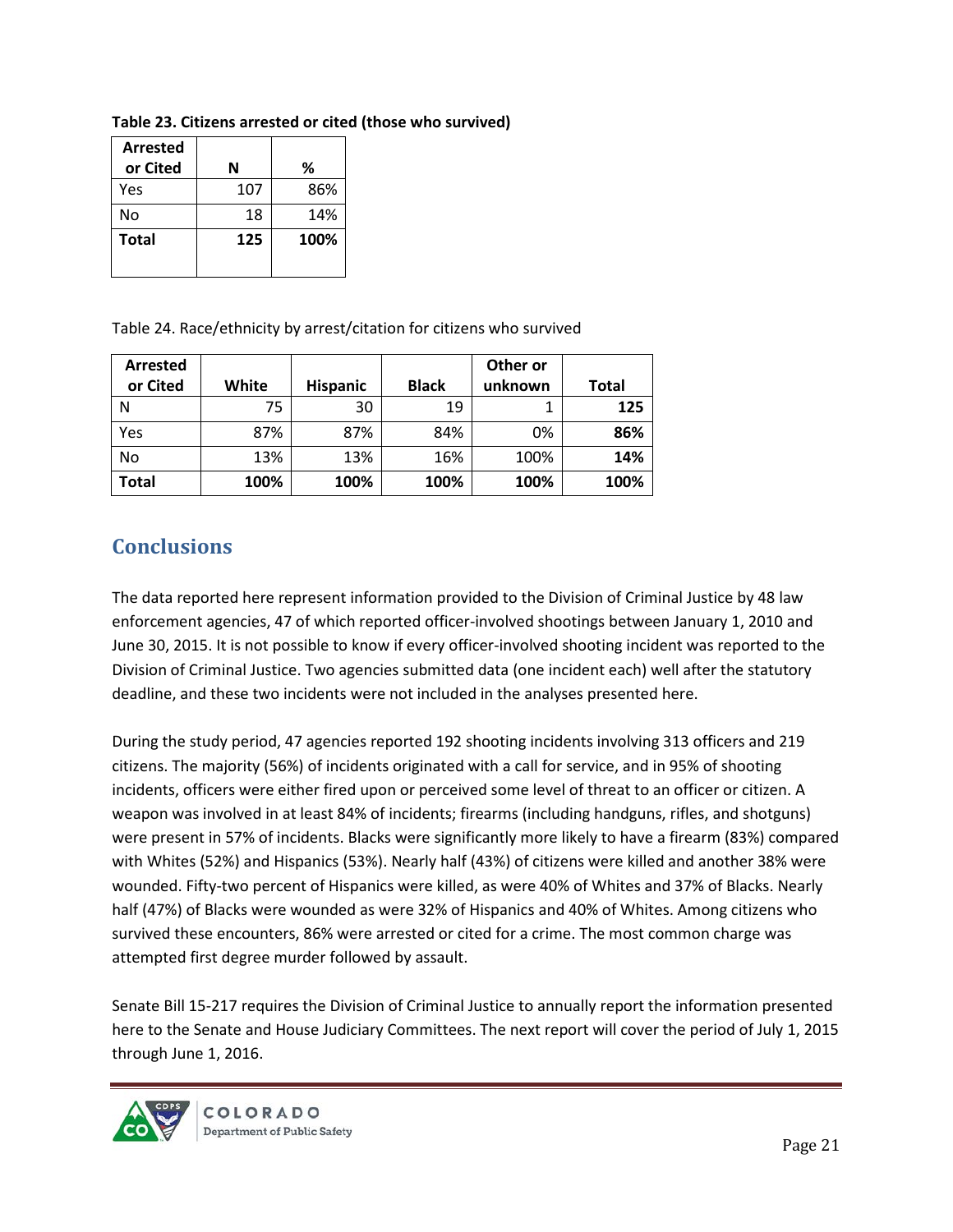**Table 23. Citizens arrested or cited (those who survived)**

| Arrested or Cited | N | % |
|---|---|---|
| Yes | 107 | 86% |
| No | 18 | 14% |
| **Total** | **125** | **100%** |

Table 24. Race/ethnicity by arrest/citation for citizens who survived

| Arrested or Cited | White | Hispanic | Black | Other or unknown | Total |
|---|---|---|---|---|---|
| N | 75 | 30 | 19 | 1 | **125** |
| Yes | 87% | 87% | 84% | 0% | **86%** |
| No | 13% | 13% | 16% | 100% | **14%** |
| **Total** | **100%** | **100%** | **100%** | **100%** | **100%** |

## Conclusions

The data reported here represent information provided to the Division of Criminal Justice by 48 law enforcement agencies, 47 of which reported officer-involved shootings between January 1, 2010 and June 30, 2015. It is not possible to know if every officer-involved shooting incident was reported to the Division of Criminal Justice. Two agencies submitted data (one incident each) well after the statutory deadline, and these two incidents were not included in the analyses presented here.

During the study period, 47 agencies reported 192 shooting incidents involving 313 officers and 219 citizens. The majority (56%) of incidents originated with a call for service, and in 95% of shooting incidents, officers were either fired upon or perceived some level of threat to an officer or citizen. A weapon was involved in at least 84% of incidents; firearms (including handguns, rifles, and shotguns) were present in 57% of incidents. Blacks were significantly more likely to have a firearm (83%) compared with Whites (52%) and Hispanics (53%). Nearly half (43%) of citizens were killed and another 38% were wounded. Fifty-two percent of Hispanics were killed, as were 40% of Whites and 37% of Blacks. Nearly half (47%) of Blacks were wounded as were 32% of Hispanics and 40% of Whites. Among citizens who survived these encounters, 86% were arrested or cited for a crime. The most common charge was attempted first degree murder followed by assault.

Senate Bill 15-217 requires the Division of Criminal Justice to annually report the information presented here to the Senate and House Judiciary Committees. The next report will cover the period of July 1, 2015 through June 1, 2016.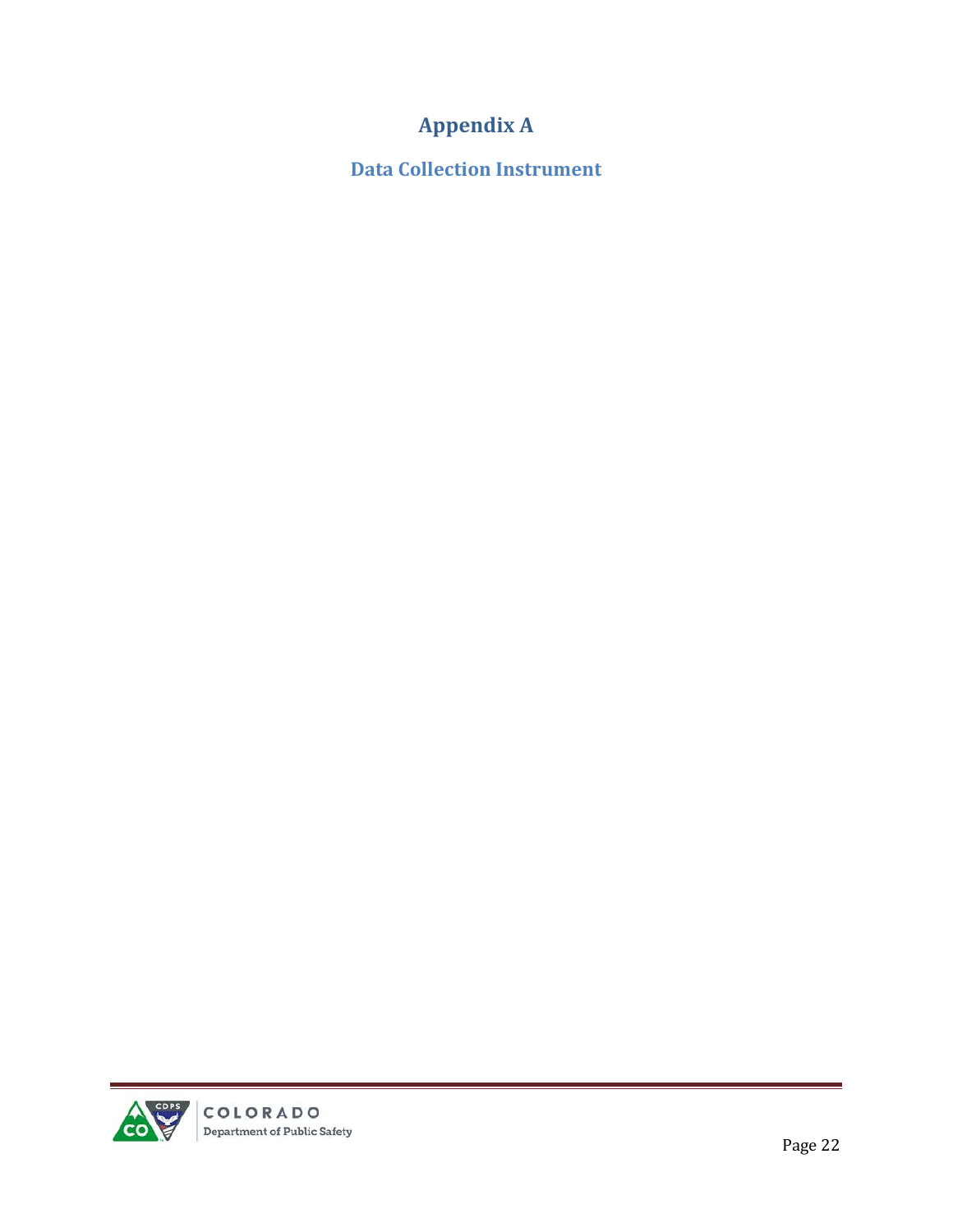# Appendix A

## Data Collection Instrument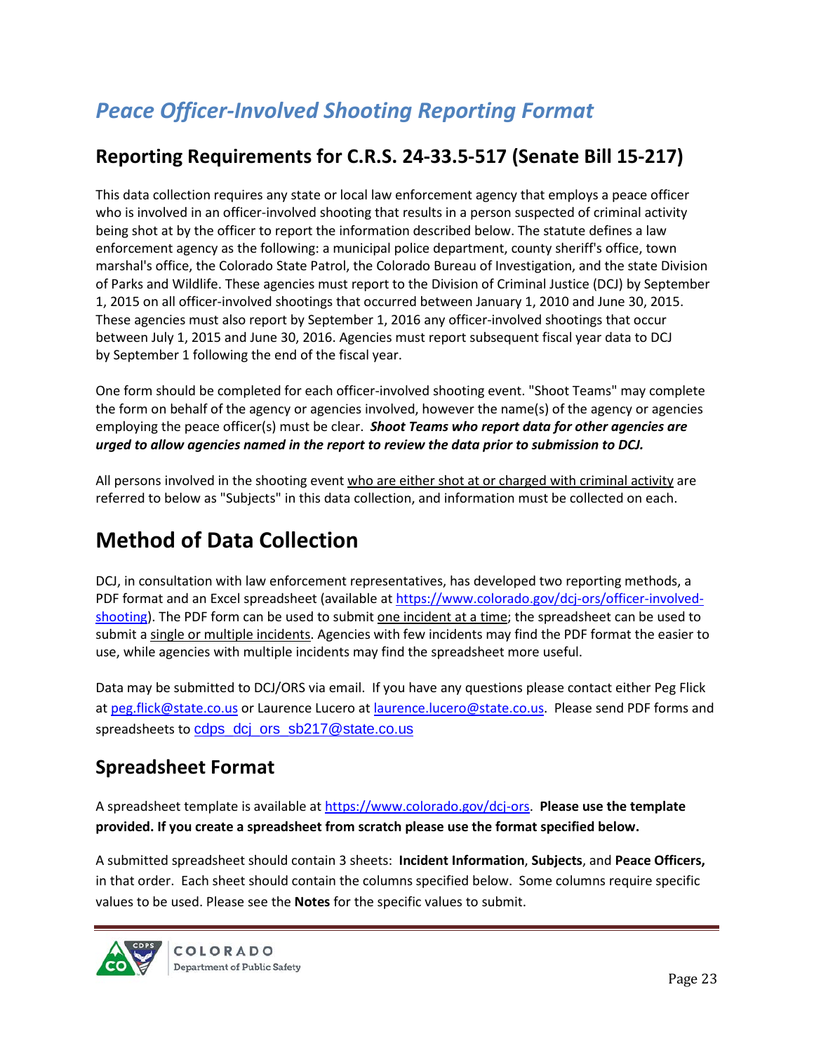# *Peace Officer-Involved Shooting Reporting Format*

## Reporting Requirements for C.R.S. 24-33.5-517 (Senate Bill 15-217)

This data collection requires any state or local law enforcement agency that employs a peace officer who is involved in an officer-involved shooting that results in a person suspected of criminal activity being shot at by the officer to report the information described below. The statute defines a law enforcement agency as the following: a municipal police department, county sheriff's office, town marshal's office, the Colorado State Patrol, the Colorado Bureau of Investigation, and the state Division of Parks and Wildlife. These agencies must report to the Division of Criminal Justice (DCJ) by September 1, 2015 on all officer-involved shootings that occurred between January 1, 2010 and June 30, 2015. These agencies must also report by September 1, 2016 any officer-involved shootings that occur between July 1, 2015 and June 30, 2016. Agencies must report subsequent fiscal year data to DCJ by September 1 following the end of the fiscal year.

One form should be completed for each officer-involved shooting event. "Shoot Teams" may complete the form on behalf of the agency or agencies involved, however the name(s) of the agency or agencies employing the peace officer(s) must be clear. ***Shoot Teams who report data for other agencies are urged to allow agencies named in the report to review the data prior to submission to DCJ.***

All persons involved in the shooting event who are either shot at or charged with criminal activity are referred to below as "Subjects" in this data collection, and information must be collected on each.

# Method of Data Collection

DCJ, in consultation with law enforcement representatives, has developed two reporting methods, a PDF format and an Excel spreadsheet (available at https://www.colorado.gov/dcj-ors/officer-involved-shooting). The PDF form can be used to submit one incident at a time; the spreadsheet can be used to submit a single or multiple incidents. Agencies with few incidents may find the PDF format the easier to use, while agencies with multiple incidents may find the spreadsheet more useful.

Data may be submitted to DCJ/ORS via email. If you have any questions please contact either Peg Flick at peg.flick@state.co.us or Laurence Lucero at laurence.lucero@state.co.us. Please send PDF forms and spreadsheets to cdps_dcj_ors_sb217@state.co.us

## Spreadsheet Format

A spreadsheet template is available at https://www.colorado.gov/dcj-ors. **Please use the template provided. If you create a spreadsheet from scratch please use the format specified below.**

A submitted spreadsheet should contain 3 sheets: **Incident Information**, **Subjects**, and **Peace Officers,** in that order. Each sheet should contain the columns specified below. Some columns require specific values to be used. Please see the **Notes** for the specific values to submit.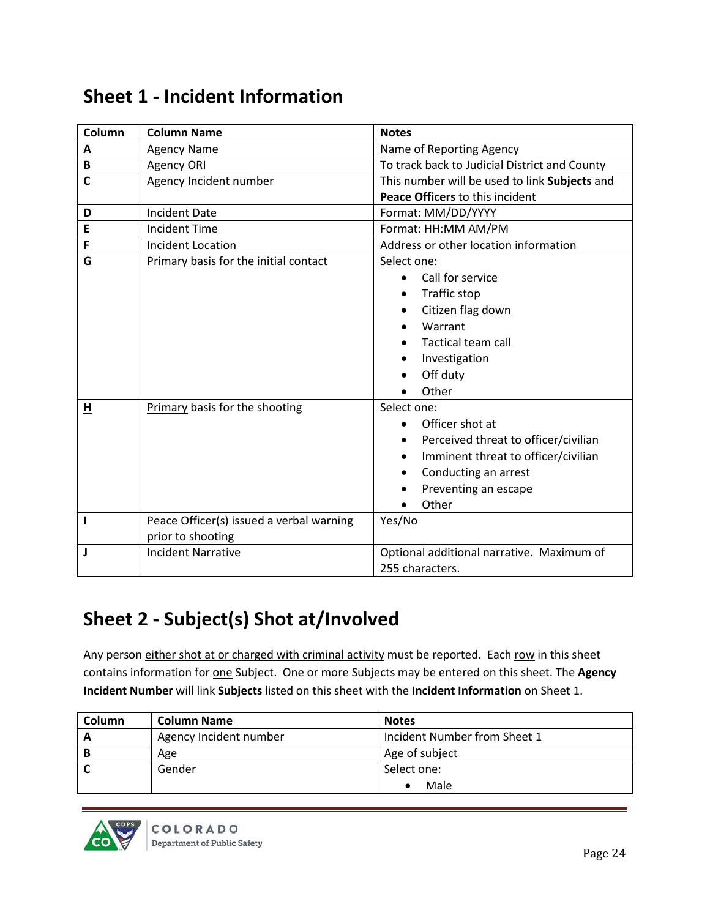## Sheet 1 - Incident Information

| Column | Column Name | Notes |
|---|---|---|
| **A** | Agency Name | Name of Reporting Agency |
| **B** | Agency ORI | To track back to Judicial District and County |
| **C** | Agency Incident number | This number will be used to link **Subjects** and **Peace Officers** to this incident |
| **D** | Incident Date | Format: MM/DD/YYYY |
| **E** | Incident Time | Format: HH:MM AM/PM |
| **F** | Incident Location | Address or other location information |
| **G** | Primary basis for the initial contact | Select one:<br>• Call for service<br>• Traffic stop<br>• Citizen flag down<br>• Warrant<br>• Tactical team call<br>• Investigation<br>• Off duty<br>• Other |
| **H** | Primary basis for the shooting | Select one:<br>• Officer shot at<br>• Perceived threat to officer/civilian<br>• Imminent threat to officer/civilian<br>• Conducting an arrest<br>• Preventing an escape<br>• Other |
| **I** | Peace Officer(s) issued a verbal warning prior to shooting | Yes/No |
| **J** | Incident Narrative | Optional additional narrative. Maximum of 255 characters. |

## Sheet 2 - Subject(s) Shot at/Involved

Any person either shot at or charged with criminal activity must be reported. Each row in this sheet contains information for one Subject. One or more Subjects may be entered on this sheet. The **Agency Incident Number** will link **Subjects** listed on this sheet with the **Incident Information** on Sheet 1.

| Column | Column Name | Notes |
|---|---|---|
| **A** | Agency Incident number | Incident Number from Sheet 1 |
| **B** | Age | Age of subject |
| **C** | Gender | Select one:<br>• Male |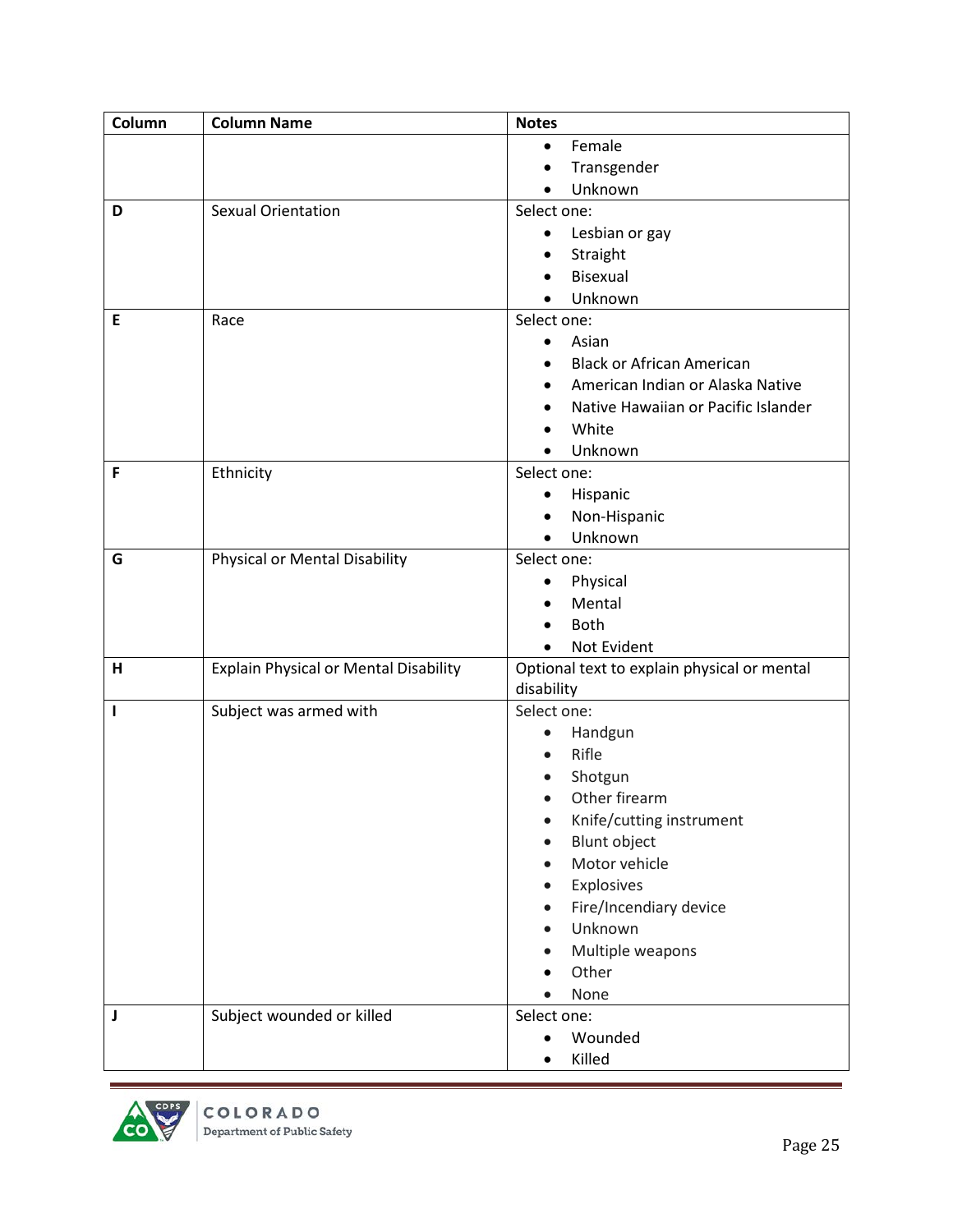| Column | Column Name | Notes |
|---|---|---|
| | | • Female<br>• Transgender<br>• Unknown |
| D | Sexual Orientation | Select one:<br>• Lesbian or gay<br>• Straight<br>• Bisexual<br>• Unknown |
| E | Race | Select one:<br>• Asian<br>• Black or African American<br>• American Indian or Alaska Native<br>• Native Hawaiian or Pacific Islander<br>• White<br>• Unknown |
| F | Ethnicity | Select one:<br>• Hispanic<br>• Non-Hispanic<br>• Unknown |
| G | Physical or Mental Disability | Select one:<br>• Physical<br>• Mental<br>• Both<br>• Not Evident |
| H | Explain Physical or Mental Disability | Optional text to explain physical or mental disability |
| I | Subject was armed with | Select one:<br>• Handgun<br>• Rifle<br>• Shotgun<br>• Other firearm<br>• Knife/cutting instrument<br>• Blunt object<br>• Motor vehicle<br>• Explosives<br>• Fire/Incendiary device<br>• Unknown<br>• Multiple weapons<br>• Other<br>• None |
| J | Subject wounded or killed | Select one:<br>• Wounded<br>• Killed |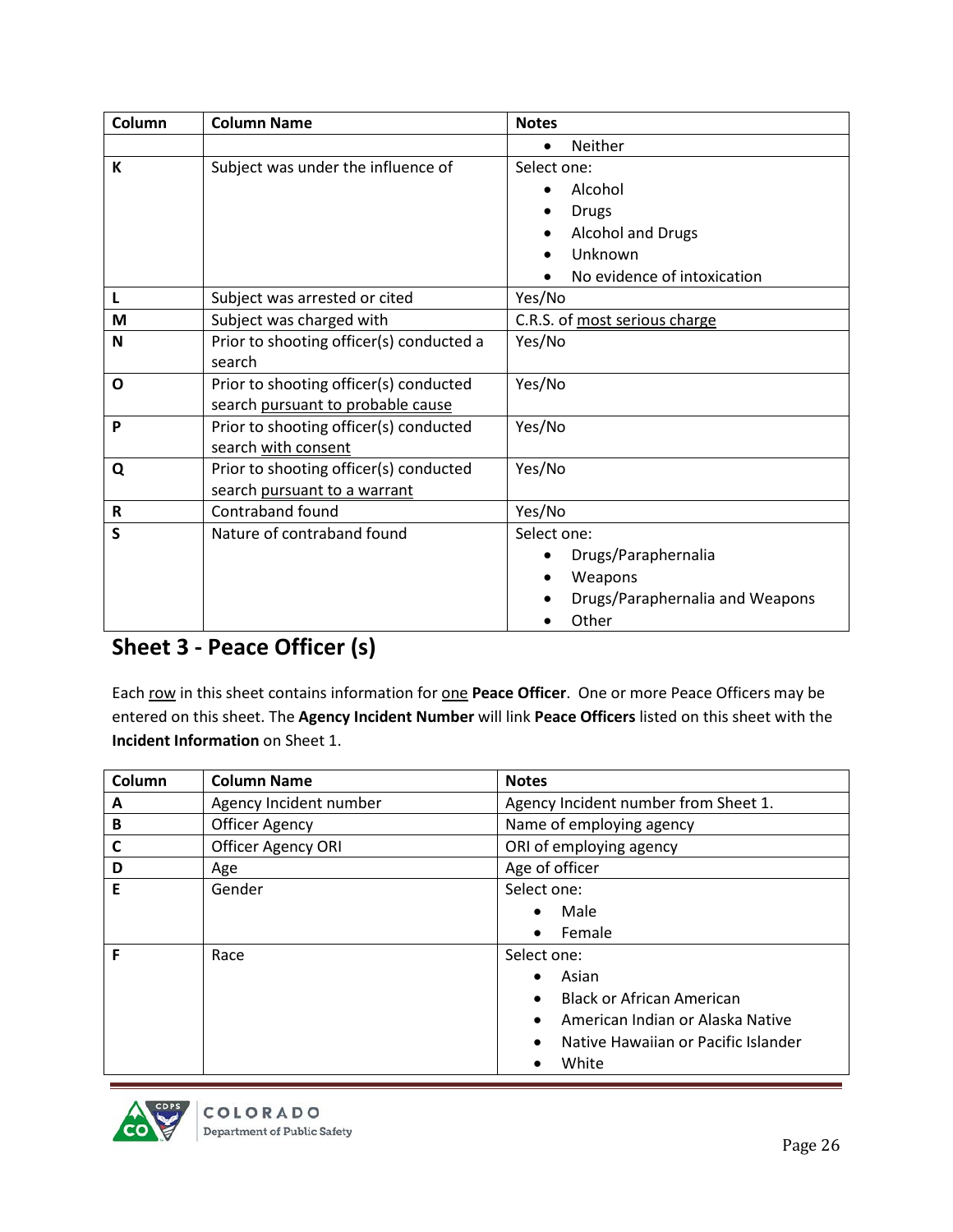| Column | Column Name | Notes |
|---|---|---|
| | | • Neither |
| **K** | Subject was under the influence of | Select one:<br>• Alcohol<br>• Drugs<br>• Alcohol and Drugs<br>• Unknown<br>• No evidence of intoxication |
| **L** | Subject was arrested or cited | Yes/No |
| **M** | Subject was charged with | C.R.S. of most serious charge |
| **N** | Prior to shooting officer(s) conducted a search | Yes/No |
| **O** | Prior to shooting officer(s) conducted search pursuant to probable cause | Yes/No |
| **P** | Prior to shooting officer(s) conducted search with consent | Yes/No |
| **Q** | Prior to shooting officer(s) conducted search pursuant to a warrant | Yes/No |
| **R** | Contraband found | Yes/No |
| **S** | Nature of contraband found | Select one:<br>• Drugs/Paraphernalia<br>• Weapons<br>• Drugs/Paraphernalia and Weapons<br>• Other |

## Sheet 3 - Peace Officer (s)

Each row in this sheet contains information for one **Peace Officer**. One or more Peace Officers may be entered on this sheet. The **Agency Incident Number** will link **Peace Officers** listed on this sheet with the **Incident Information** on Sheet 1.

| Column | Column Name | Notes |
|---|---|---|
| **A** | Agency Incident number | Agency Incident number from Sheet 1. |
| **B** | Officer Agency | Name of employing agency |
| **C** | Officer Agency ORI | ORI of employing agency |
| **D** | Age | Age of officer |
| **E** | Gender | Select one:<br>• Male<br>• Female |
| **F** | Race | Select one:<br>• Asian<br>• Black or African American<br>• American Indian or Alaska Native<br>• Native Hawaiian or Pacific Islander<br>• White |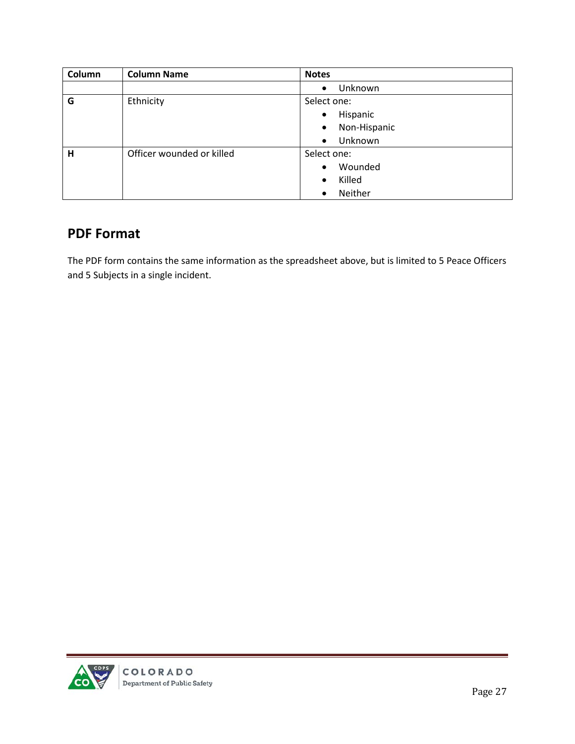| Column | Column Name | Notes |
| --- | --- | --- |
| | | • Unknown |
| G | Ethnicity | Select one:<br>• Hispanic<br>• Non-Hispanic<br>• Unknown |
| H | Officer wounded or killed | Select one:<br>• Wounded<br>• Killed<br>• Neither |

## PDF Format

The PDF form contains the same information as the spreadsheet above, but is limited to 5 Peace Officers and 5 Subjects in a single incident.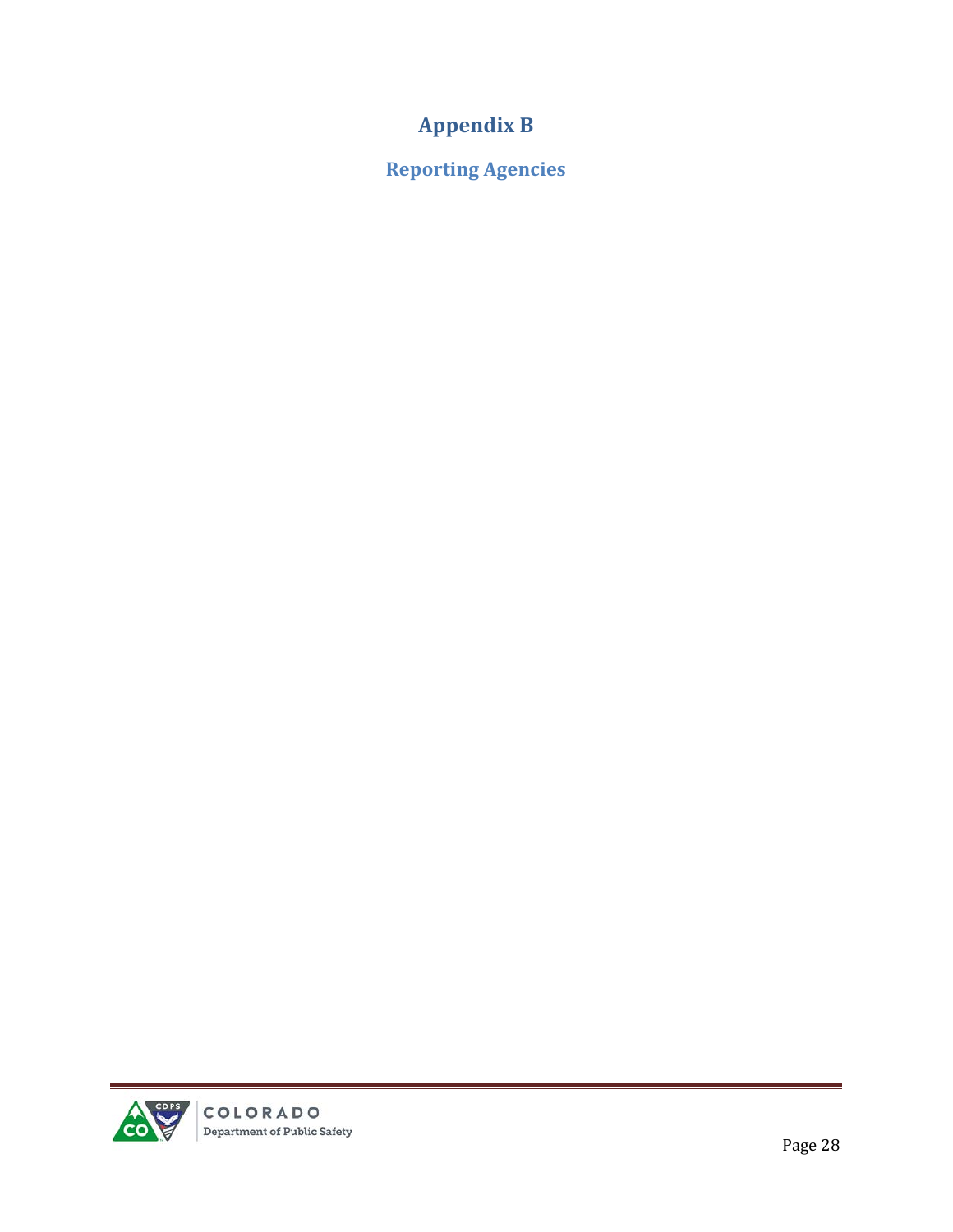# Appendix B

## Reporting Agencies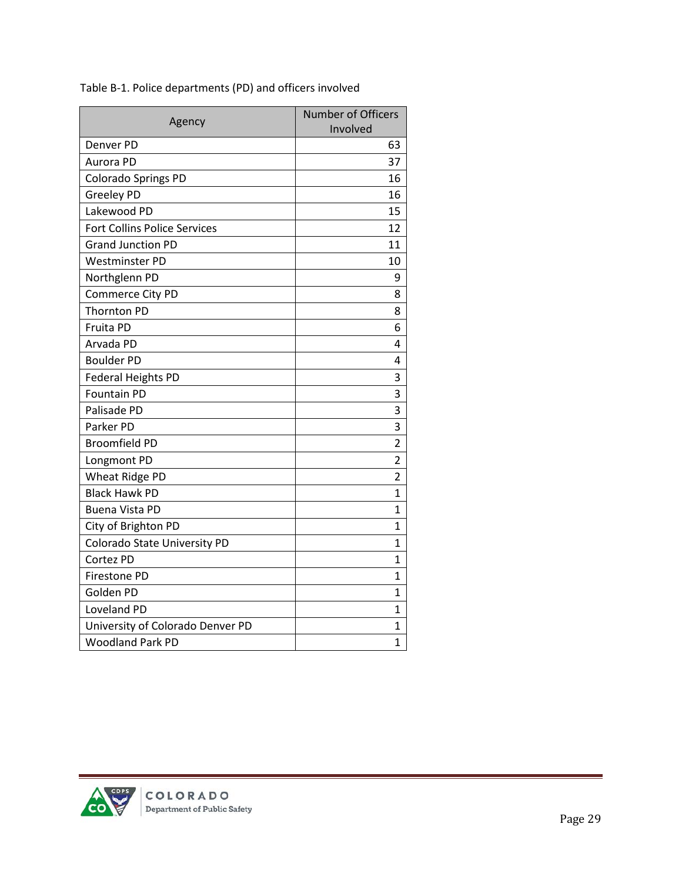Table B-1. Police departments (PD) and officers involved

| Agency | Number of Officers Involved |
| --- | ---: |
| Denver PD | 63 |
| Aurora PD | 37 |
| Colorado Springs PD | 16 |
| Greeley PD | 16 |
| Lakewood PD | 15 |
| Fort Collins Police Services | 12 |
| Grand Junction PD | 11 |
| Westminster PD | 10 |
| Northglenn PD | 9 |
| Commerce City PD | 8 |
| Thornton PD | 8 |
| Fruita PD | 6 |
| Arvada PD | 4 |
| Boulder PD | 4 |
| Federal Heights PD | 3 |
| Fountain PD | 3 |
| Palisade PD | 3 |
| Parker PD | 3 |
| Broomfield PD | 2 |
| Longmont PD | 2 |
| Wheat Ridge PD | 2 |
| Black Hawk PD | 1 |
| Buena Vista PD | 1 |
| City of Brighton PD | 1 |
| Colorado State University PD | 1 |
| Cortez PD | 1 |
| Firestone PD | 1 |
| Golden PD | 1 |
| Loveland PD | 1 |
| University of Colorado Denver PD | 1 |
| Woodland Park PD | 1 |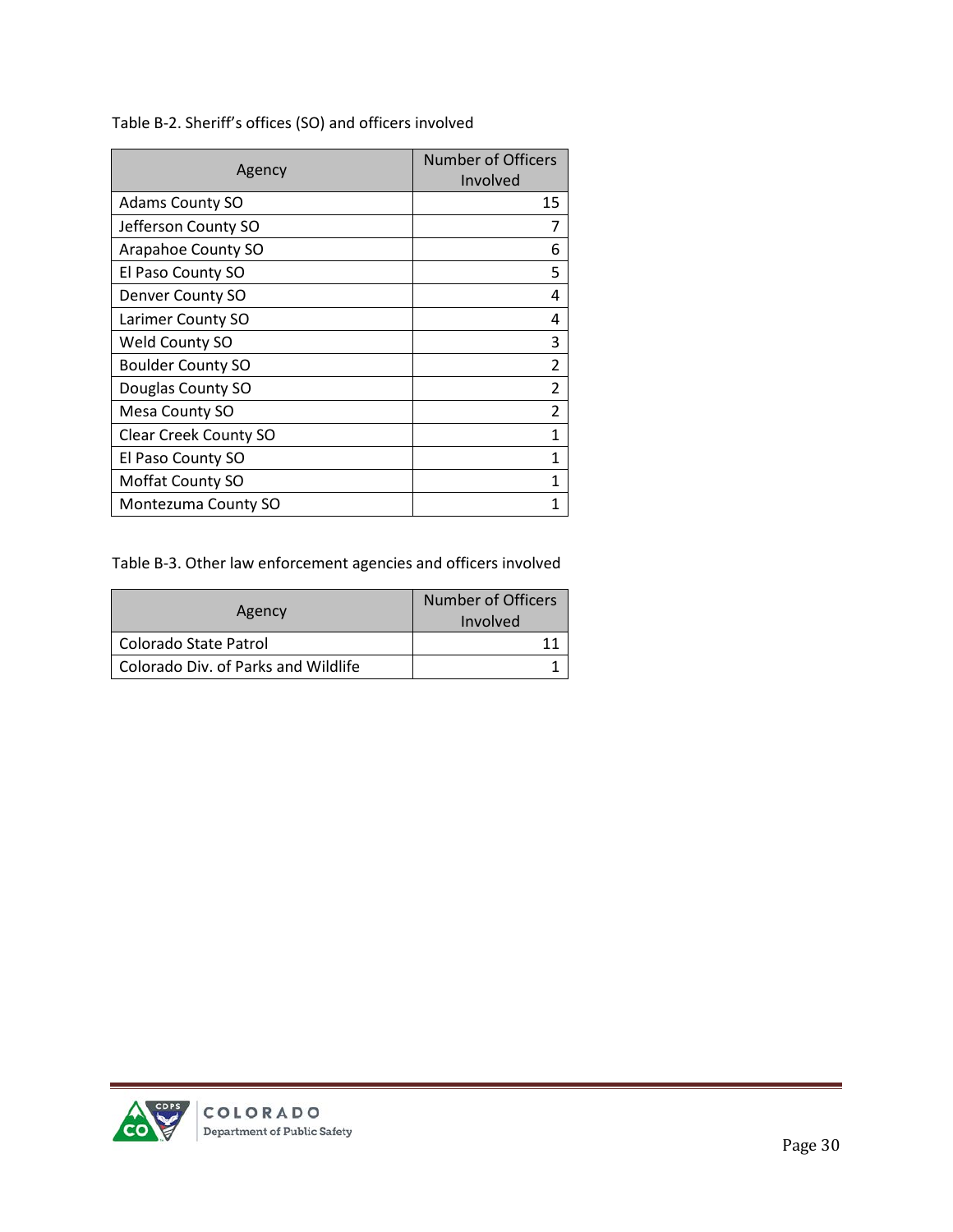Table B-2. Sheriff's offices (SO) and officers involved

| Agency | Number of Officers Involved |
|---|---|
| Adams County SO | 15 |
| Jefferson County SO | 7 |
| Arapahoe County SO | 6 |
| El Paso County SO | 5 |
| Denver County SO | 4 |
| Larimer County SO | 4 |
| Weld County SO | 3 |
| Boulder County SO | 2 |
| Douglas County SO | 2 |
| Mesa County SO | 2 |
| Clear Creek County SO | 1 |
| El Paso County SO | 1 |
| Moffat County SO | 1 |
| Montezuma County SO | 1 |

Table B-3. Other law enforcement agencies and officers involved

| Agency | Number of Officers Involved |
|---|---|
| Colorado State Patrol | 11 |
| Colorado Div. of Parks and Wildlife | 1 |